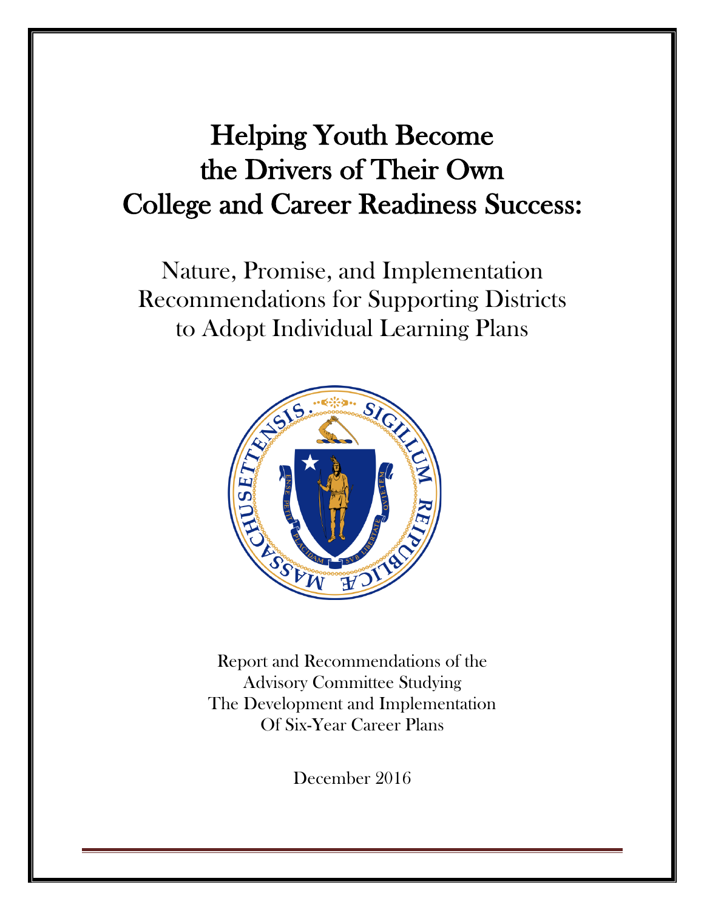# Helping Youth Become the Drivers of Their Own College and Career Readiness Success:

## Nature, Promise, and Implementation Recommendations for Supporting Districts to Adopt Individual Learning Plans

Report and Recommendations of the
Advisory Committee Studying
The Development and Implementation
Of Six-Year Career Plans

December 2016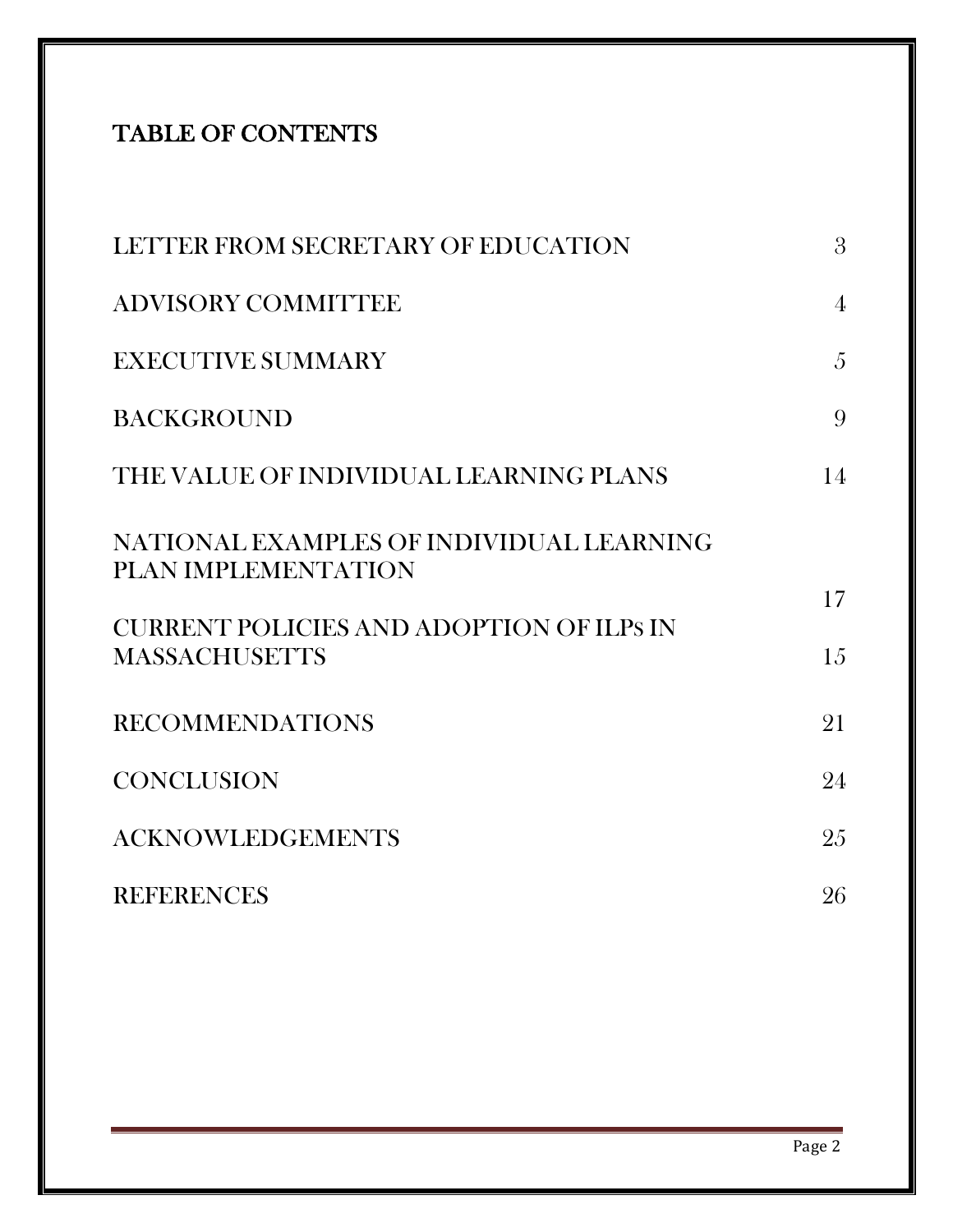# TABLE OF CONTENTS

| | |
|---|---|
| LETTER FROM SECRETARY OF EDUCATION | 3 |
| ADVISORY COMMITTEE | 4 |
| EXECUTIVE SUMMARY | 5 |
| BACKGROUND | 9 |
| THE VALUE OF INDIVIDUAL LEARNING PLANS | 14 |
| NATIONAL EXAMPLES OF INDIVIDUAL LEARNING PLAN IMPLEMENTATION | 17 |
| CURRENT POLICIES AND ADOPTION OF ILPs IN MASSACHUSETTS | 15 |
| RECOMMENDATIONS | 21 |
| CONCLUSION | 24 |
| ACKNOWLEDGEMENTS | 25 |
| REFERENCES | 26 |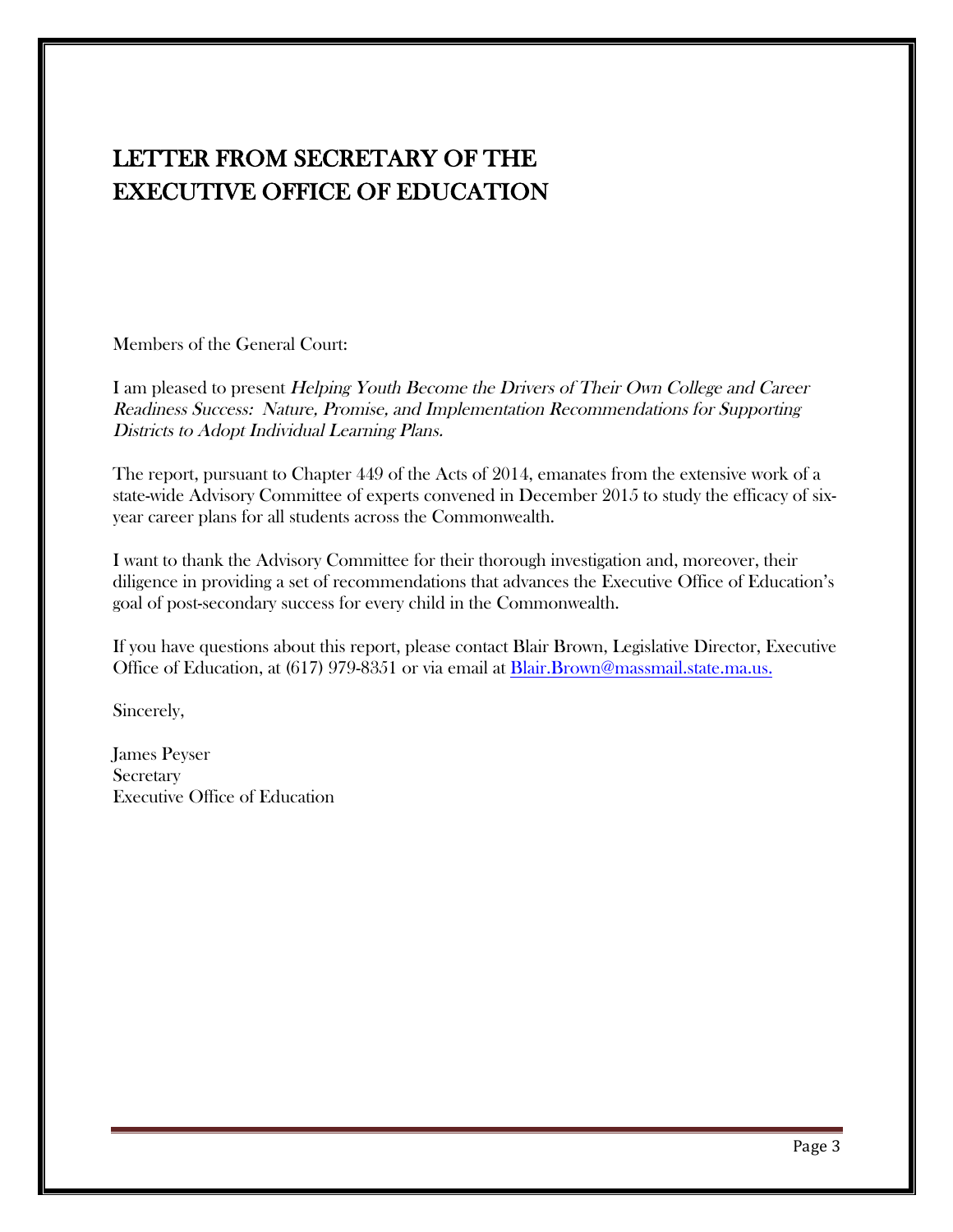# LETTER FROM SECRETARY OF THE EXECUTIVE OFFICE OF EDUCATION

Members of the General Court:

I am pleased to present *Helping Youth Become the Drivers of Their Own College and Career Readiness Success: Nature, Promise, and Implementation Recommendations for Supporting Districts to Adopt Individual Learning Plans.*

The report, pursuant to Chapter 449 of the Acts of 2014, emanates from the extensive work of a state-wide Advisory Committee of experts convened in December 2015 to study the efficacy of six-year career plans for all students across the Commonwealth.

I want to thank the Advisory Committee for their thorough investigation and, moreover, their diligence in providing a set of recommendations that advances the Executive Office of Education's goal of post-secondary success for every child in the Commonwealth.

If you have questions about this report, please contact Blair Brown, Legislative Director, Executive Office of Education, at (617) 979-8351 or via email at Blair.Brown@massmail.state.ma.us.

Sincerely,

James Peyser
Secretary
Executive Office of Education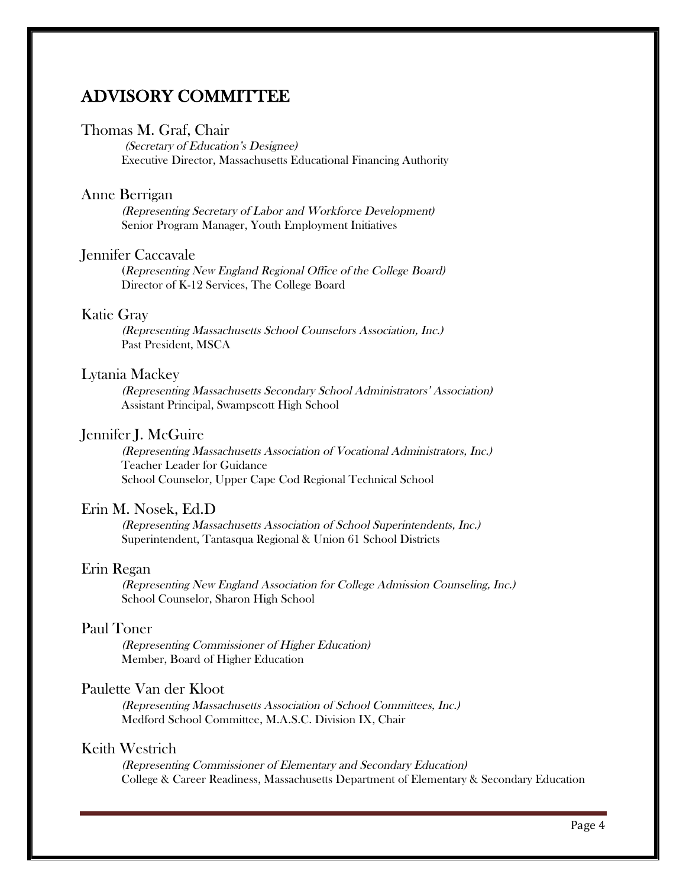# ADVISORY COMMITTEE

Thomas M. Graf, Chair
*(Secretary of Education's Designee)*
Executive Director, Massachusetts Educational Financing Authority

Anne Berrigan
*(Representing Secretary of Labor and Workforce Development)*
Senior Program Manager, Youth Employment Initiatives

Jennifer Caccavale
*(Representing New England Regional Office of the College Board)*
Director of K-12 Services, The College Board

Katie Gray
*(Representing Massachusetts School Counselors Association, Inc.)*
Past President, MSCA

Lytania Mackey
*(Representing Massachusetts Secondary School Administrators' Association)*
Assistant Principal, Swampscott High School

Jennifer J. McGuire
*(Representing Massachusetts Association of Vocational Administrators, Inc.)*
Teacher Leader for Guidance
School Counselor, Upper Cape Cod Regional Technical School

Erin M. Nosek, Ed.D
*(Representing Massachusetts Association of School Superintendents, Inc.)*
Superintendent, Tantasqua Regional & Union 61 School Districts

Erin Regan
*(Representing New England Association for College Admission Counseling, Inc.)*
School Counselor, Sharon High School

Paul Toner
*(Representing Commissioner of Higher Education)*
Member, Board of Higher Education

Paulette Van der Kloot
*(Representing Massachusetts Association of School Committees, Inc.)*
Medford School Committee, M.A.S.C. Division IX, Chair

Keith Westrich
*(Representing Commissioner of Elementary and Secondary Education)*
College & Career Readiness, Massachusetts Department of Elementary & Secondary Education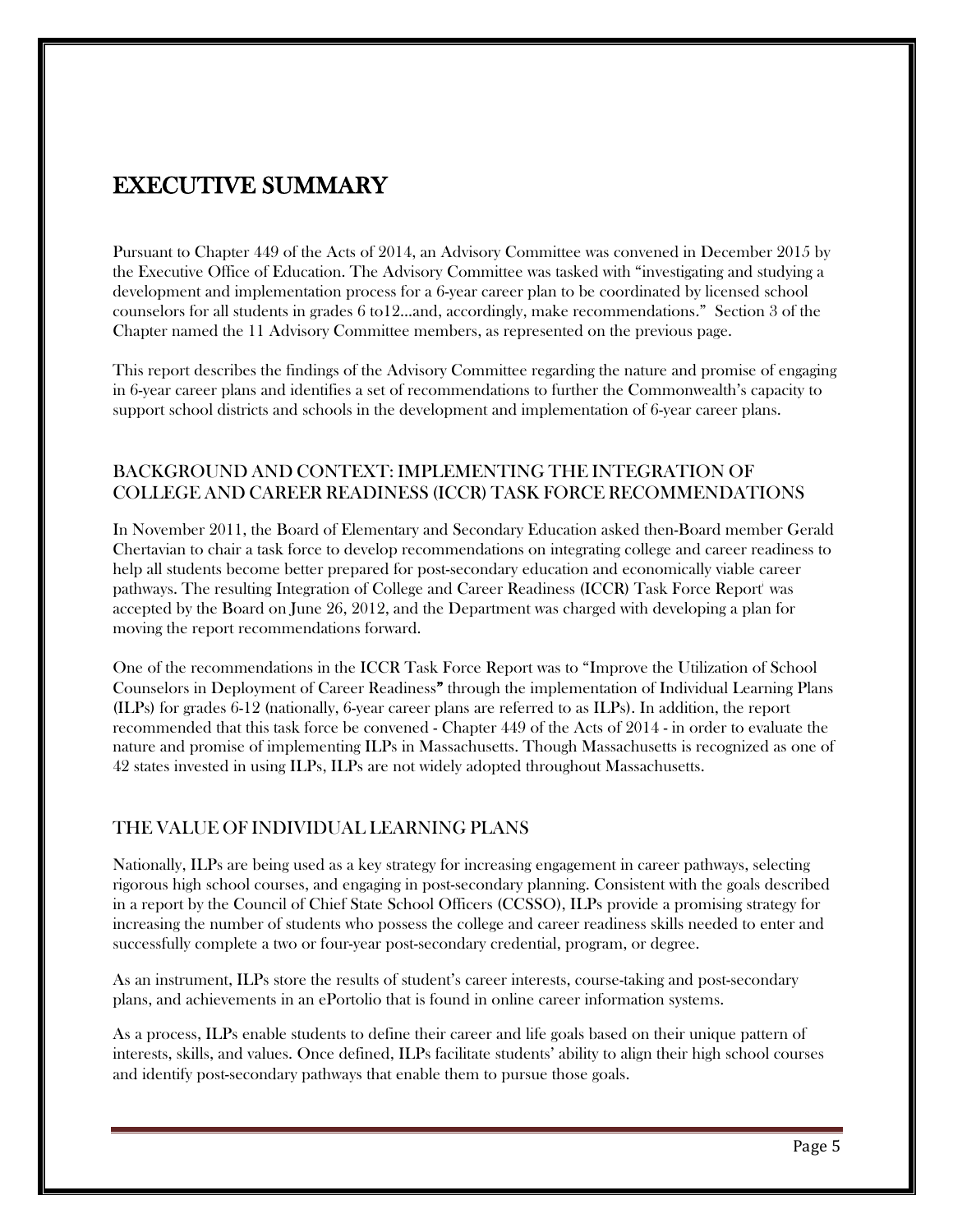# EXECUTIVE SUMMARY

Pursuant to Chapter 449 of the Acts of 2014, an Advisory Committee was convened in December 2015 by the Executive Office of Education. The Advisory Committee was tasked with "investigating and studying a development and implementation process for a 6-year career plan to be coordinated by licensed school counselors for all students in grades 6 to12…and, accordingly, make recommendations." Section 3 of the Chapter named the 11 Advisory Committee members, as represented on the previous page.

This report describes the findings of the Advisory Committee regarding the nature and promise of engaging in 6-year career plans and identifies a set of recommendations to further the Commonwealth's capacity to support school districts and schools in the development and implementation of 6-year career plans.

## BACKGROUND AND CONTEXT: IMPLEMENTING THE INTEGRATION OF COLLEGE AND CAREER READINESS (ICCR) TASK FORCE RECOMMENDATIONS

In November 2011, the Board of Elementary and Secondary Education asked then-Board member Gerald Chertavian to chair a task force to develop recommendations on integrating college and career readiness to help all students become better prepared for post-secondary education and economically viable career pathways. The resulting Integration of College and Career Readiness (ICCR) Task Force Report[i] was accepted by the Board on June 26, 2012, and the Department was charged with developing a plan for moving the report recommendations forward.

One of the recommendations in the ICCR Task Force Report was to "Improve the Utilization of School Counselors in Deployment of Career Readiness" through the implementation of Individual Learning Plans (ILPs) for grades 6-12 (nationally, 6-year career plans are referred to as ILPs). In addition, the report recommended that this task force be convened - Chapter 449 of the Acts of 2014 - in order to evaluate the nature and promise of implementing ILPs in Massachusetts. Though Massachusetts is recognized as one of 42 states invested in using ILPs, ILPs are not widely adopted throughout Massachusetts.

## THE VALUE OF INDIVIDUAL LEARNING PLANS

Nationally, ILPs are being used as a key strategy for increasing engagement in career pathways, selecting rigorous high school courses, and engaging in post-secondary planning. Consistent with the goals described in a report by the Council of Chief State School Officers (CCSSO), ILPs provide a promising strategy for increasing the number of students who possess the college and career readiness skills needed to enter and successfully complete a two or four-year post-secondary credential, program, or degree.

As an instrument, ILPs store the results of student's career interests, course-taking and post-secondary plans, and achievements in an ePortolio that is found in online career information systems.

As a process, ILPs enable students to define their career and life goals based on their unique pattern of interests, skills, and values. Once defined, ILPs facilitate students' ability to align their high school courses and identify post-secondary pathways that enable them to pursue those goals.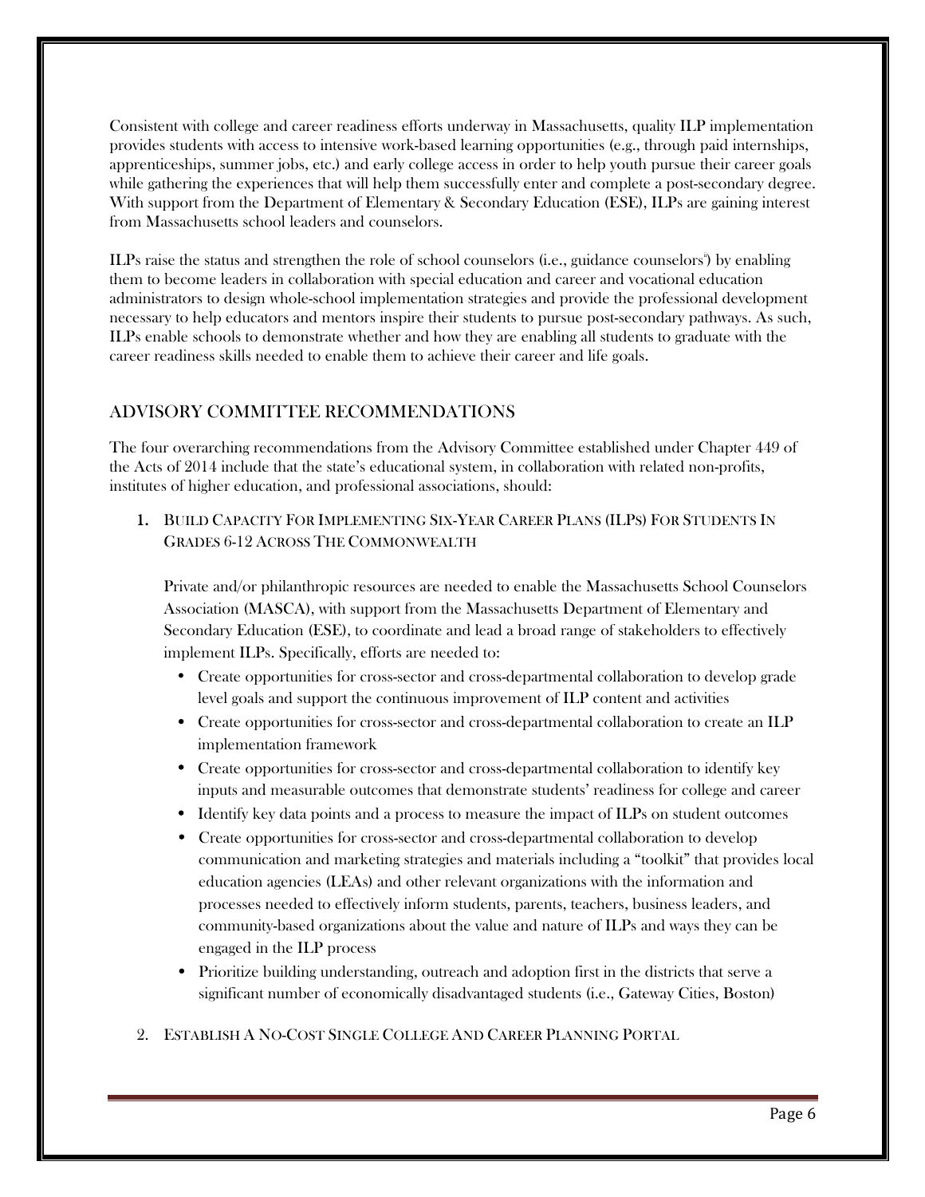Consistent with college and career readiness efforts underway in Massachusetts, quality ILP implementation provides students with access to intensive work-based learning opportunities (e.g., through paid internships, apprenticeships, summer jobs, etc.) and early college access in order to help youth pursue their career goals while gathering the experiences that will help them successfully enter and complete a post-secondary degree. With support from the Department of Elementary & Secondary Education (ESE), ILPs are gaining interest from Massachusetts school leaders and counselors.

ILPs raise the status and strengthen the role of school counselors (i.e., guidance counselors[ii]) by enabling them to become leaders in collaboration with special education and career and vocational education administrators to design whole-school implementation strategies and provide the professional development necessary to help educators and mentors inspire their students to pursue post-secondary pathways. As such, ILPs enable schools to demonstrate whether and how they are enabling all students to graduate with the career readiness skills needed to enable them to achieve their career and life goals.

## ADVISORY COMMITTEE RECOMMENDATIONS

The four overarching recommendations from the Advisory Committee established under Chapter 449 of the Acts of 2014 include that the state's educational system, in collaboration with related non-profits, institutes of higher education, and professional associations, should:

1. BUILD CAPACITY FOR IMPLEMENTING SIX-YEAR CAREER PLANS (ILPS) FOR STUDENTS IN GRADES 6-12 ACROSS THE COMMONWEALTH

   Private and/or philanthropic resources are needed to enable the Massachusetts School Counselors Association (MASCA), with support from the Massachusetts Department of Elementary and Secondary Education (ESE), to coordinate and lead a broad range of stakeholders to effectively implement ILPs. Specifically, efforts are needed to:

   - Create opportunities for cross-sector and cross-departmental collaboration to develop grade level goals and support the continuous improvement of ILP content and activities
   - Create opportunities for cross-sector and cross-departmental collaboration to create an ILP implementation framework
   - Create opportunities for cross-sector and cross-departmental collaboration to identify key inputs and measurable outcomes that demonstrate students' readiness for college and career
   - Identify key data points and a process to measure the impact of ILPs on student outcomes
   - Create opportunities for cross-sector and cross-departmental collaboration to develop communication and marketing strategies and materials including a "toolkit" that provides local education agencies (LEAs) and other relevant organizations with the information and processes needed to effectively inform students, parents, teachers, business leaders, and community-based organizations about the value and nature of ILPs and ways they can be engaged in the ILP process
   - Prioritize building understanding, outreach and adoption first in the districts that serve a significant number of economically disadvantaged students (i.e., Gateway Cities, Boston)

2. ESTABLISH A NO-COST SINGLE COLLEGE AND CAREER PLANNING PORTAL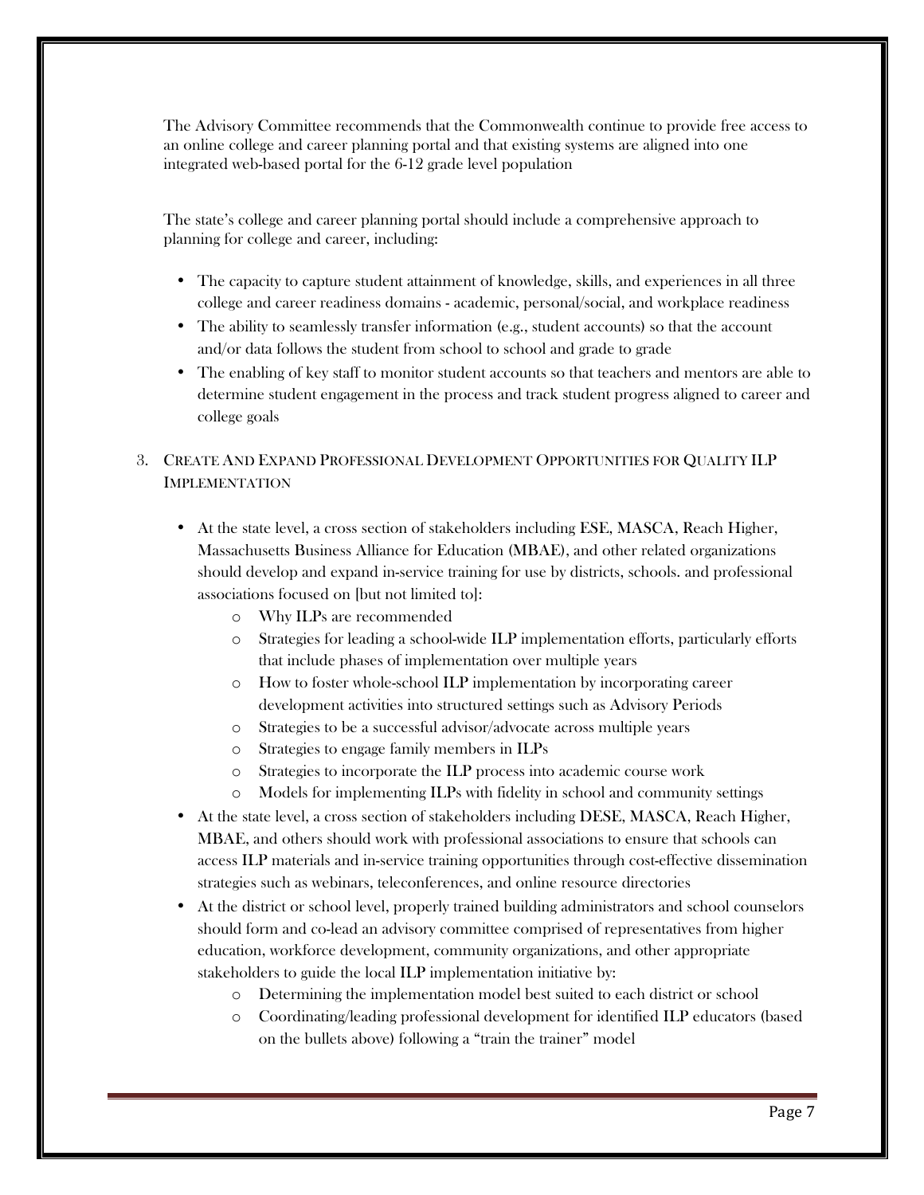The Advisory Committee recommends that the Commonwealth continue to provide free access to an online college and career planning portal and that existing systems are aligned into one integrated web-based portal for the 6-12 grade level population

The state's college and career planning portal should include a comprehensive approach to planning for college and career, including:

- The capacity to capture student attainment of knowledge, skills, and experiences in all three college and career readiness domains - academic, personal/social, and workplace readiness
- The ability to seamlessly transfer information (e.g., student accounts) so that the account and/or data follows the student from school to school and grade to grade
- The enabling of key staff to monitor student accounts so that teachers and mentors are able to determine student engagement in the process and track student progress aligned to career and college goals

3. CREATE AND EXPAND PROFESSIONAL DEVELOPMENT OPPORTUNITIES FOR QUALITY ILP IMPLEMENTATION

   - At the state level, a cross section of stakeholders including ESE, MASCA, Reach Higher, Massachusetts Business Alliance for Education (MBAE), and other related organizations should develop and expand in-service training for use by districts, schools. and professional associations focused on [but not limited to]:
     - Why ILPs are recommended
     - Strategies for leading a school-wide ILP implementation efforts, particularly efforts that include phases of implementation over multiple years
     - How to foster whole-school ILP implementation by incorporating career development activities into structured settings such as Advisory Periods
     - Strategies to be a successful advisor/advocate across multiple years
     - Strategies to engage family members in ILPs
     - Strategies to incorporate the ILP process into academic course work
     - Models for implementing ILPs with fidelity in school and community settings
   - At the state level, a cross section of stakeholders including DESE, MASCA, Reach Higher, MBAE, and others should work with professional associations to ensure that schools can access ILP materials and in-service training opportunities through cost-effective dissemination strategies such as webinars, teleconferences, and online resource directories
   - At the district or school level, properly trained building administrators and school counselors should form and co-lead an advisory committee comprised of representatives from higher education, workforce development, community organizations, and other appropriate stakeholders to guide the local ILP implementation initiative by:
     - Determining the implementation model best suited to each district or school
     - Coordinating/leading professional development for identified ILP educators (based on the bullets above) following a "train the trainer" model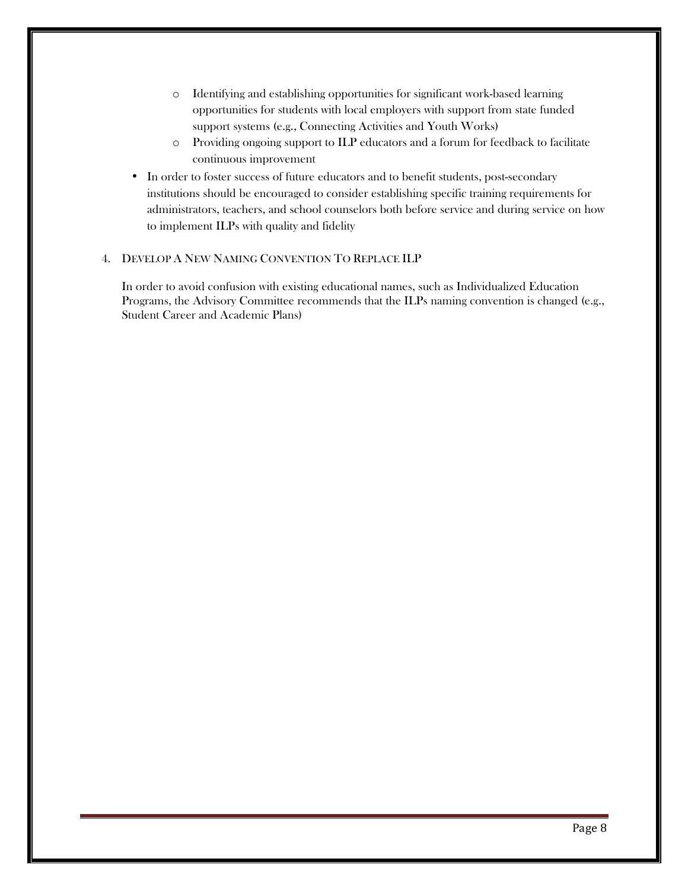- Identifying and establishing opportunities for significant work-based learning opportunities for students with local employers with support from state funded support systems (e.g., Connecting Activities and Youth Works)
  - Providing ongoing support to ILP educators and a forum for feedback to facilitate continuous improvement
- In order to foster success of future educators and to benefit students, post-secondary institutions should be encouraged to consider establishing specific training requirements for administrators, teachers, and school counselors both before service and during service on how to implement ILPs with quality and fidelity

4. DEVELOP A NEW NAMING CONVENTION TO REPLACE ILP

In order to avoid confusion with existing educational names, such as Individualized Education Programs, the Advisory Committee recommends that the ILPs naming convention is changed (e.g., Student Career and Academic Plans)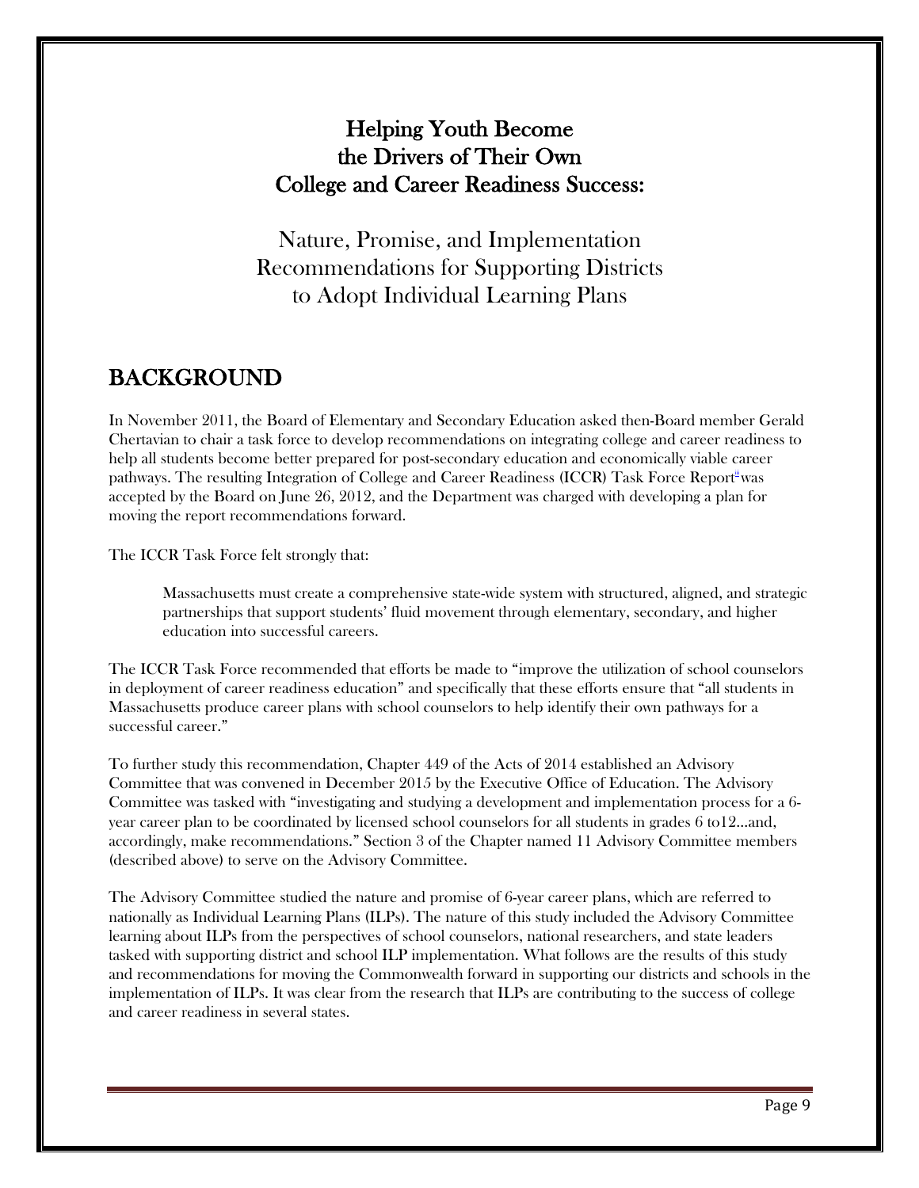# Helping Youth Become the Drivers of Their Own College and Career Readiness Success:

## Nature, Promise, and Implementation Recommendations for Supporting Districts to Adopt Individual Learning Plans

## BACKGROUND

In November 2011, the Board of Elementary and Secondary Education asked then-Board member Gerald Chertavian to chair a task force to develop recommendations on integrating college and career readiness to help all students become better prepared for post-secondary education and economically viable career pathways. The resulting Integration of College and Career Readiness (ICCR) Task Force Report[iii] was accepted by the Board on June 26, 2012, and the Department was charged with developing a plan for moving the report recommendations forward.

The ICCR Task Force felt strongly that:

> Massachusetts must create a comprehensive state-wide system with structured, aligned, and strategic partnerships that support students' fluid movement through elementary, secondary, and higher education into successful careers.

The ICCR Task Force recommended that efforts be made to "improve the utilization of school counselors in deployment of career readiness education" and specifically that these efforts ensure that "all students in Massachusetts produce career plans with school counselors to help identify their own pathways for a successful career."

To further study this recommendation, Chapter 449 of the Acts of 2014 established an Advisory Committee that was convened in December 2015 by the Executive Office of Education. The Advisory Committee was tasked with "investigating and studying a development and implementation process for a 6-year career plan to be coordinated by licensed school counselors for all students in grades 6 to12…and, accordingly, make recommendations." Section 3 of the Chapter named 11 Advisory Committee members (described above) to serve on the Advisory Committee.

The Advisory Committee studied the nature and promise of 6-year career plans, which are referred to nationally as Individual Learning Plans (ILPs). The nature of this study included the Advisory Committee learning about ILPs from the perspectives of school counselors, national researchers, and state leaders tasked with supporting district and school ILP implementation. What follows are the results of this study and recommendations for moving the Commonwealth forward in supporting our districts and schools in the implementation of ILPs. It was clear from the research that ILPs are contributing to the success of college and career readiness in several states.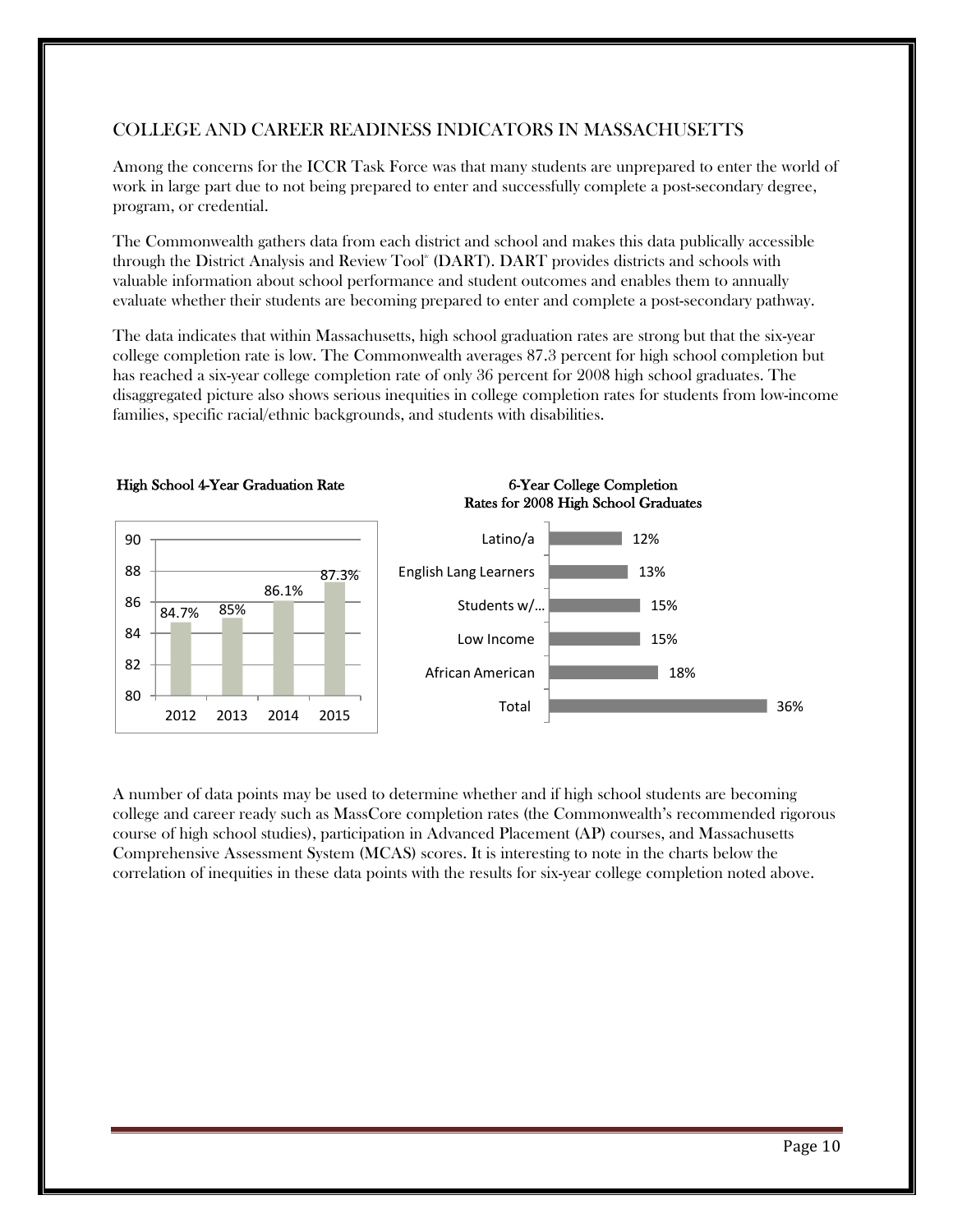## COLLEGE AND CAREER READINESS INDICATORS IN MASSACHUSETTS

Among the concerns for the ICCR Task Force was that many students are unprepared to enter the world of work in large part due to not being prepared to enter and successfully complete a post-secondary degree, program, or credential.

The Commonwealth gathers data from each district and school and makes this data publically accessible through the District Analysis and Review Tool© (DART). DART provides districts and schools with valuable information about school performance and student outcomes and enables them to annually evaluate whether their students are becoming prepared to enter and complete a post-secondary pathway.

The data indicates that within Massachusetts, high school graduation rates are strong but that the six-year college completion rate is low. The Commonwealth averages 87.3 percent for high school completion but has reached a six-year college completion rate of only 36 percent for 2008 high school graduates. The disaggregated picture also shows serious inequities in college completion rates for students from low-income families, specific racial/ethnic backgrounds, and students with disabilities.

**High School 4-Year Graduation Rate**

| Year | Rate |
| --- | --- |
| 2012 | 84.7% |
| 2013 | 85% |
| 2014 | 86.1% |
| 2015 | 87.3% |

**6-Year College Completion Rates for 2008 High School Graduates**

| Group | Rate |
| --- | --- |
| Latino/a | 12% |
| English Lang Learners | 13% |
| Students w/… | 15% |
| Low Income | 15% |
| African American | 18% |
| Total | 36% |

A number of data points may be used to determine whether and if high school students are becoming college and career ready such as MassCore completion rates (the Commonwealth's recommended rigorous course of high school studies), participation in Advanced Placement (AP) courses, and Massachusetts Comprehensive Assessment System (MCAS) scores. It is interesting to note in the charts below the correlation of inequities in these data points with the results for six-year college completion noted above.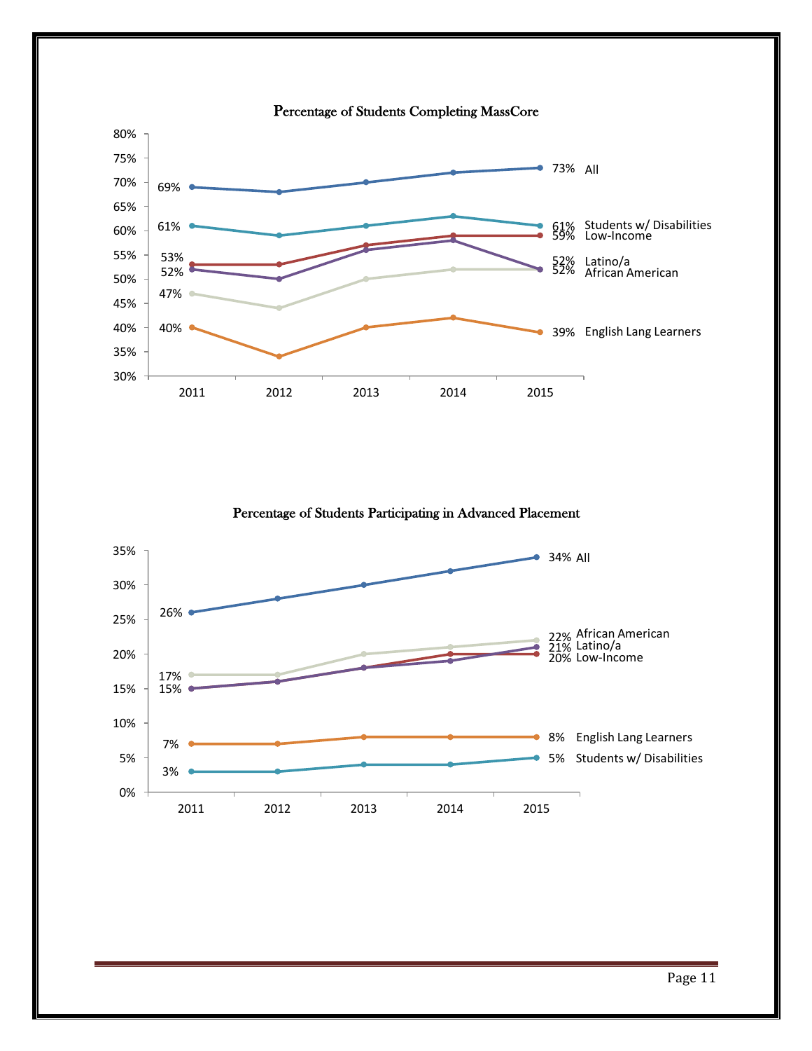### Percentage of Students Completing MassCore

| Group | 2011 | 2015 |
|---|---|---|
| All | 69% | 73% |
| Students w/ Disabilities | 61% | 61% |
| Low-Income | 53% | 59% |
| Latino/a | 52% | 52% |
| African American | 47% | 52% |
| English Lang Learners | 40% | 39% |

### Percentage of Students Participating in Advanced Placement

| Group | 2011 | 2015 |
|---|---|---|
| All | 26% | 34% |
| African American | 17% | 22% |
| Latino/a | 15% | 21% |
| Low-Income | 15% | 20% |
| English Lang Learners | 7% | 8% |
| Students w/ Disabilities | 3% | 5% |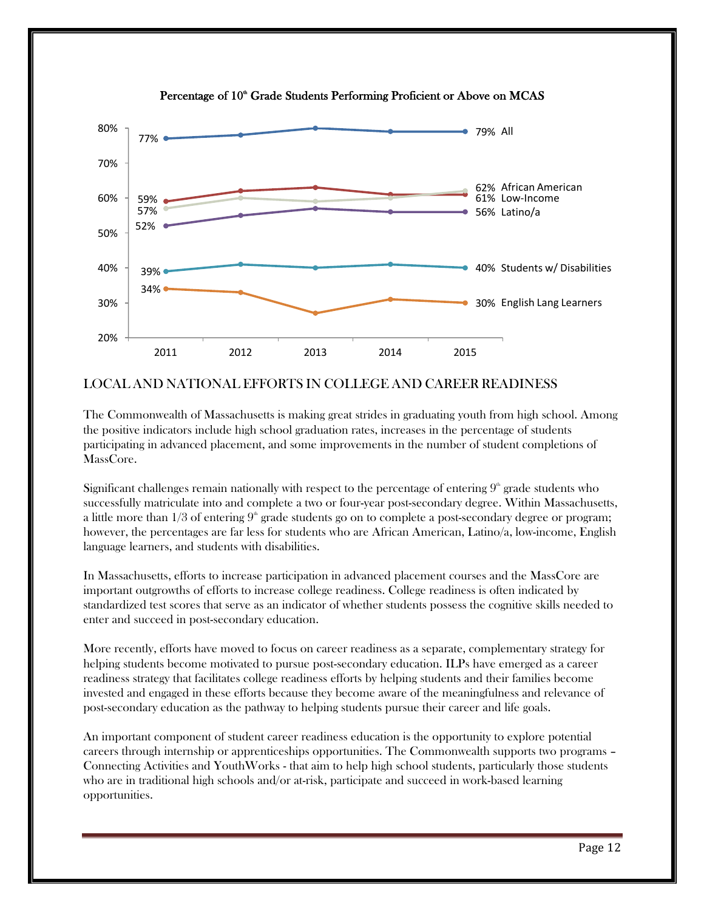Percentage of 10th Grade Students Performing Proficient or Above on MCAS

| | 2011 | 2015 |
|---|---|---|
| All | 77% | 79% |
| African American | 57% | 62% |
| Low-Income | 59% | 61% |
| Latino/a | 52% | 56% |
| Students w/ Disabilities | 39% | 40% |
| English Lang Learners | 34% | 30% |

## LOCAL AND NATIONAL EFFORTS IN COLLEGE AND CAREER READINESS

The Commonwealth of Massachusetts is making great strides in graduating youth from high school. Among the positive indicators include high school graduation rates, increases in the percentage of students participating in advanced placement, and some improvements in the number of student completions of MassCore.

Significant challenges remain nationally with respect to the percentage of entering 9th grade students who successfully matriculate into and complete a two or four-year post-secondary degree. Within Massachusetts, a little more than 1/3 of entering 9th grade students go on to complete a post-secondary degree or program; however, the percentages are far less for students who are African American, Latino/a, low-income, English language learners, and students with disabilities.

In Massachusetts, efforts to increase participation in advanced placement courses and the MassCore are important outgrowths of efforts to increase college readiness. College readiness is often indicated by standardized test scores that serve as an indicator of whether students possess the cognitive skills needed to enter and succeed in post-secondary education.

More recently, efforts have moved to focus on career readiness as a separate, complementary strategy for helping students become motivated to pursue post-secondary education. ILPs have emerged as a career readiness strategy that facilitates college readiness efforts by helping students and their families become invested and engaged in these efforts because they become aware of the meaningfulness and relevance of post-secondary education as the pathway to helping students pursue their career and life goals.

An important component of student career readiness education is the opportunity to explore potential careers through internship or apprenticeships opportunities. The Commonwealth supports two programs – Connecting Activities and YouthWorks - that aim to help high school students, particularly those students who are in traditional high schools and/or at-risk, participate and succeed in work-based learning opportunities.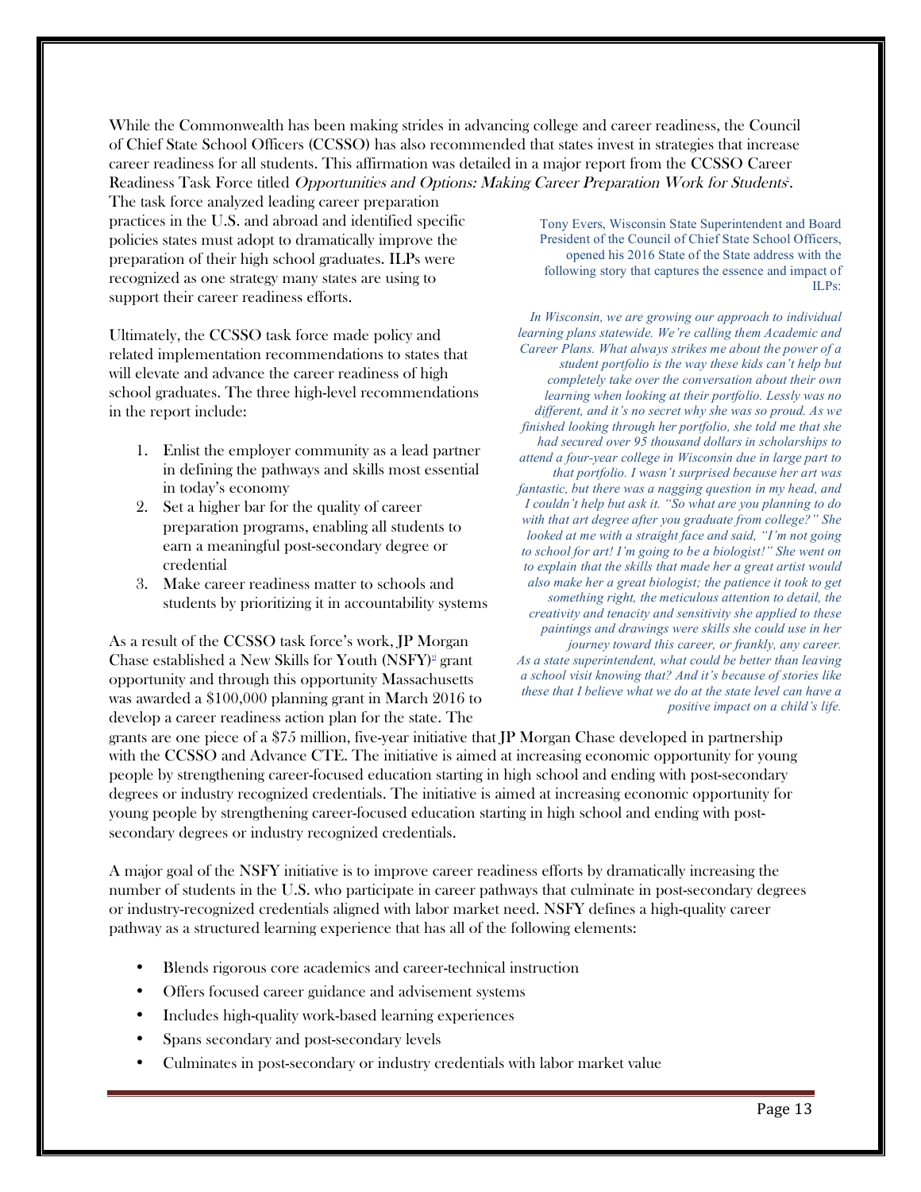While the Commonwealth has been making strides in advancing college and career readiness, the Council of Chief State School Officers (CCSSO) has also recommended that states invest in strategies that increase career readiness for all students. This affirmation was detailed in a major report from the CCSSO Career Readiness Task Force titled *Opportunities and Options: Making Career Preparation Work for Students*[i]. The task force analyzed leading career preparation practices in the U.S. and abroad and identified specific policies states must adopt to dramatically improve the preparation of their high school graduates. ILPs were recognized as one strategy many states are using to support their career readiness efforts.

Ultimately, the CCSSO task force made policy and related implementation recommendations to states that will elevate and advance the career readiness of high school graduates. The three high-level recommendations in the report include:

1. Enlist the employer community as a lead partner in defining the pathways and skills most essential in today's economy
2. Set a higher bar for the quality of career preparation programs, enabling all students to earn a meaningful post-secondary degree or credential
3. Make career readiness matter to schools and students by prioritizing it in accountability systems

As a result of the CCSSO task force's work, JP Morgan Chase established a New Skills for Youth (NSFY)[ii] grant opportunity and through this opportunity Massachusetts was awarded a $100,000 planning grant in March 2016 to develop a career readiness action plan for the state. The grants are one piece of a $75 million, five-year initiative that JP Morgan Chase developed in partnership with the CCSSO and Advance CTE. The initiative is aimed at increasing economic opportunity for young people by strengthening career-focused education starting in high school and ending with post-secondary degrees or industry recognized credentials. The initiative is aimed at increasing economic opportunity for young people by strengthening career-focused education starting in high school and ending with post-secondary degrees or industry recognized credentials.

> Tony Evers, Wisconsin State Superintendent and Board President of the Council of Chief State School Officers, opened his 2016 State of the State address with the following story that captures the essence and impact of ILPs:
>
> *In Wisconsin, we are growing our approach to individual learning plans statewide. We're calling them Academic and Career Plans. What always strikes me about the power of a student portfolio is the way these kids can't help but completely take over the conversation about their own learning when looking at their portfolio. Lessly was no different, and it's no secret why she was so proud. As we finished looking through her portfolio, she told me that she had secured over 95 thousand dollars in scholarships to attend a four-year college in Wisconsin due in large part to that portfolio. I wasn't surprised because her art was fantastic, but there was a nagging question in my head, and I couldn't help but ask it. "So what are you planning to do with that art degree after you graduate from college?" She looked at me with a straight face and said, "I'm not going to school for art! I'm going to be a biologist!" She went on to explain that the skills that made her a great artist would also make her a great biologist; the patience it took to get something right, the meticulous attention to detail, the creativity and tenacity and sensitivity she applied to these paintings and drawings were skills she could use in her journey toward this career, or frankly, any career. As a state superintendent, what could be better than leaving a school visit knowing that? And it's because of stories like these that I believe what we do at the state level can have a positive impact on a child's life.*

A major goal of the NSFY initiative is to improve career readiness efforts by dramatically increasing the number of students in the U.S. who participate in career pathways that culminate in post-secondary degrees or industry-recognized credentials aligned with labor market need. NSFY defines a high-quality career pathway as a structured learning experience that has all of the following elements:

- Blends rigorous core academics and career-technical instruction
- Offers focused career guidance and advisement systems
- Includes high-quality work-based learning experiences
- Spans secondary and post-secondary levels
- Culminates in post-secondary or industry credentials with labor market value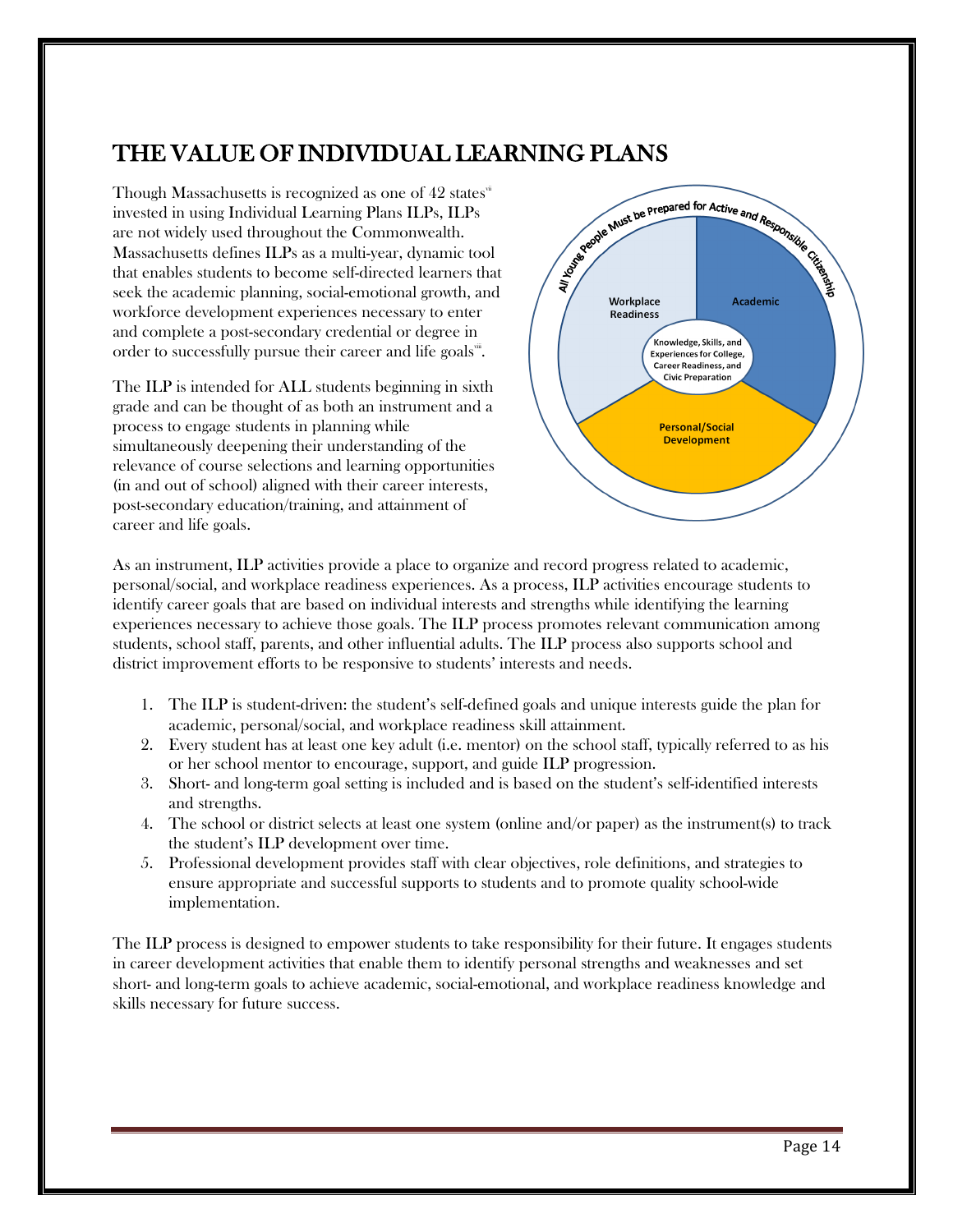# THE VALUE OF INDIVIDUAL LEARNING PLANS

Though Massachusetts is recognized as one of 42 states[vii] invested in using Individual Learning Plans ILPs, ILPs are not widely used throughout the Commonwealth. Massachusetts defines ILPs as a multi-year, dynamic tool that enables students to become self-directed learners that seek the academic planning, social-emotional growth, and workforce development experiences necessary to enter and complete a post-secondary credential or degree in order to successfully pursue their career and life goals[viii].

The ILP is intended for ALL students beginning in sixth grade and can be thought of as both an instrument and a process to engage students in planning while simultaneously deepening their understanding of the relevance of course selections and learning opportunities (in and out of school) aligned with their career interests, post-secondary education/training, and attainment of career and life goals.

All Young People Must be Prepared for Active and Responsible Citizenship

Workplace Readiness

Academic

Knowledge, Skills, and Experiences for College, Career Readiness, and Civic Preparation

Personal/Social Development

As an instrument, ILP activities provide a place to organize and record progress related to academic, personal/social, and workplace readiness experiences. As a process, ILP activities encourage students to identify career goals that are based on individual interests and strengths while identifying the learning experiences necessary to achieve those goals. The ILP process promotes relevant communication among students, school staff, parents, and other influential adults. The ILP process also supports school and district improvement efforts to be responsive to students' interests and needs.

1. The ILP is student-driven: the student's self-defined goals and unique interests guide the plan for academic, personal/social, and workplace readiness skill attainment.
2. Every student has at least one key adult (i.e. mentor) on the school staff, typically referred to as his or her school mentor to encourage, support, and guide ILP progression.
3. Short- and long-term goal setting is included and is based on the student's self-identified interests and strengths.
4. The school or district selects at least one system (online and/or paper) as the instrument(s) to track the student's ILP development over time.
5. Professional development provides staff with clear objectives, role definitions, and strategies to ensure appropriate and successful supports to students and to promote quality school-wide implementation.

The ILP process is designed to empower students to take responsibility for their future. It engages students in career development activities that enable them to identify personal strengths and weaknesses and set short- and long-term goals to achieve academic, social-emotional, and workplace readiness knowledge and skills necessary for future success.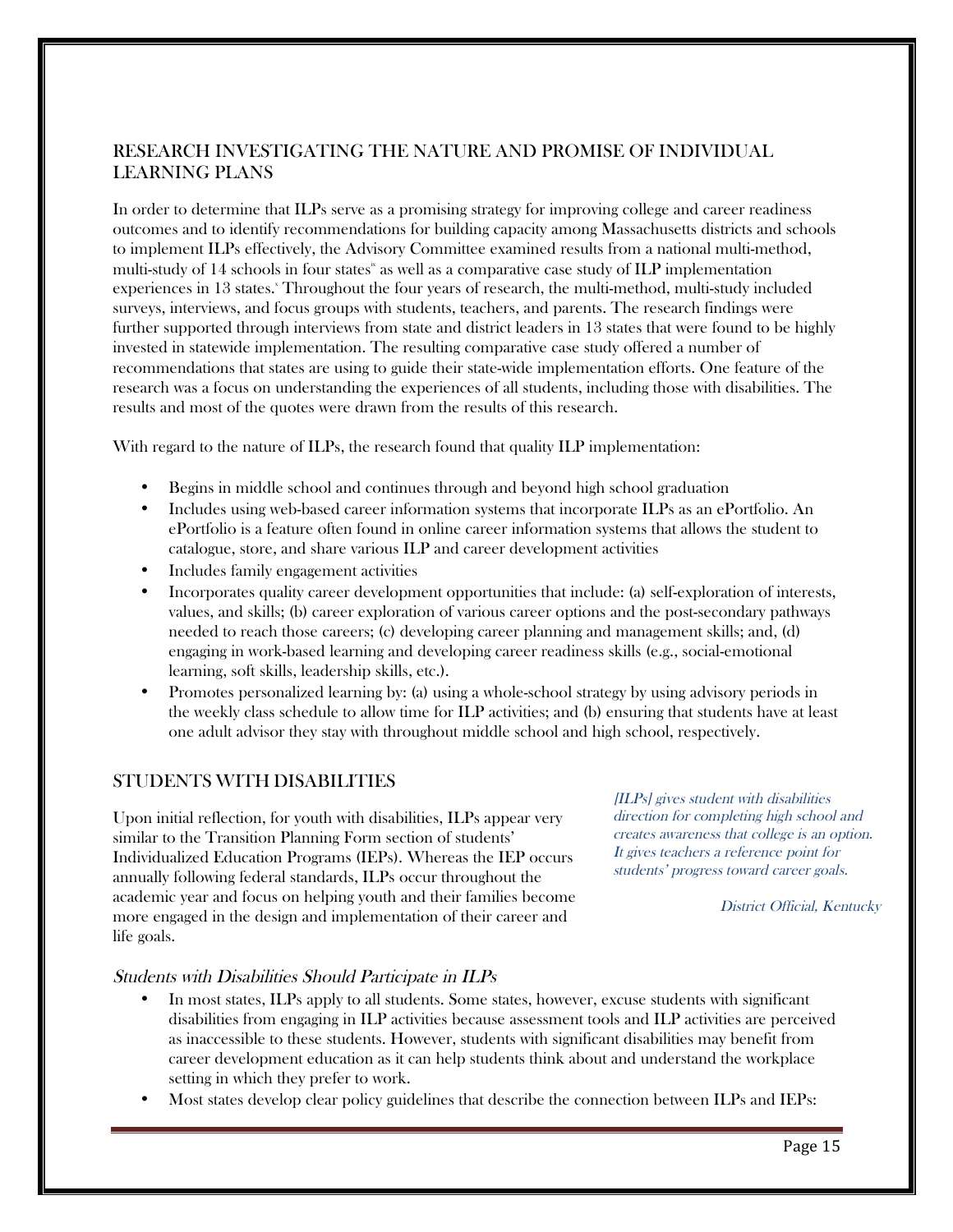## RESEARCH INVESTIGATING THE NATURE AND PROMISE OF INDIVIDUAL LEARNING PLANS

In order to determine that ILPs serve as a promising strategy for improving college and career readiness outcomes and to identify recommendations for building capacity among Massachusetts districts and schools to implement ILPs effectively, the Advisory Committee examined results from a national multi-method, multi-study of 14 schools in four states[ix] as well as a comparative case study of ILP implementation experiences in 13 states.[x] Throughout the four years of research, the multi-method, multi-study included surveys, interviews, and focus groups with students, teachers, and parents. The research findings were further supported through interviews from state and district leaders in 13 states that were found to be highly invested in statewide implementation. The resulting comparative case study offered a number of recommendations that states are using to guide their state-wide implementation efforts. One feature of the research was a focus on understanding the experiences of all students, including those with disabilities. The results and most of the quotes were drawn from the results of this research.

With regard to the nature of ILPs, the research found that quality ILP implementation:

- Begins in middle school and continues through and beyond high school graduation
- Includes using web-based career information systems that incorporate ILPs as an ePortfolio. An ePortfolio is a feature often found in online career information systems that allows the student to catalogue, store, and share various ILP and career development activities
- Includes family engagement activities
- Incorporates quality career development opportunities that include: (a) self-exploration of interests, values, and skills; (b) career exploration of various career options and the post-secondary pathways needed to reach those careers; (c) developing career planning and management skills; and, (d) engaging in work-based learning and developing career readiness skills (e.g., social-emotional learning, soft skills, leadership skills, etc.).
- Promotes personalized learning by: (a) using a whole-school strategy by using advisory periods in the weekly class schedule to allow time for ILP activities; and (b) ensuring that students have at least one adult advisor they stay with throughout middle school and high school, respectively.

## STUDENTS WITH DISABILITIES

Upon initial reflection, for youth with disabilities, ILPs appear very similar to the Transition Planning Form section of students' Individualized Education Programs (IEPs). Whereas the IEP occurs annually following federal standards, ILPs occur throughout the academic year and focus on helping youth and their families become more engaged in the design and implementation of their career and life goals.

*[ILPs] gives student with disabilities direction for completing high school and creates awareness that college is an option. It gives teachers a reference point for students' progress toward career goals.*

*District Official, Kentucky*

### *Students with Disabilities Should Participate in ILPs*

- In most states, ILPs apply to all students. Some states, however, excuse students with significant disabilities from engaging in ILP activities because assessment tools and ILP activities are perceived as inaccessible to these students. However, students with significant disabilities may benefit from career development education as it can help students think about and understand the workplace setting in which they prefer to work.
- Most states develop clear policy guidelines that describe the connection between ILPs and IEPs: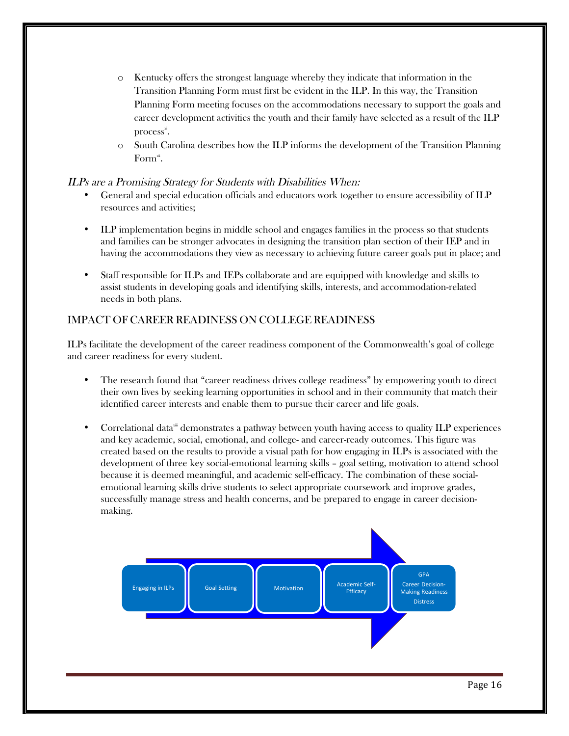- Kentucky offers the strongest language whereby they indicate that information in the Transition Planning Form must first be evident in the ILP. In this way, the Transition Planning Form meeting focuses on the accommodations necessary to support the goals and career development activities the youth and their family have selected as a result of the ILP process[xi].
- South Carolina describes how the ILP informs the development of the Transition Planning Form[xii].

### *ILPs are a Promising Strategy for Students with Disabilities When:*

- General and special education officials and educators work together to ensure accessibility of ILP resources and activities;
- ILP implementation begins in middle school and engages families in the process so that students and families can be stronger advocates in designing the transition plan section of their IEP and in having the accommodations they view as necessary to achieving future career goals put in place; and
- Staff responsible for ILPs and IEPs collaborate and are equipped with knowledge and skills to assist students in developing goals and identifying skills, interests, and accommodation-related needs in both plans.

## IMPACT OF CAREER READINESS ON COLLEGE READINESS

ILPs facilitate the development of the career readiness component of the Commonwealth's goal of college and career readiness for every student.

- The research found that "career readiness drives college readiness" by empowering youth to direct their own lives by seeking learning opportunities in school and in their community that match their identified career interests and enable them to pursue their career and life goals.
- Correlational data[xiii] demonstrates a pathway between youth having access to quality ILP experiences and key academic, social, emotional, and college- and career-ready outcomes. This figure was created based on the results to provide a visual path for how engaging in ILPs is associated with the development of three key social-emotional learning skills – goal setting, motivation to attend school because it is deemed meaningful, and academic self-efficacy. The combination of these social-emotional learning skills drive students to select appropriate coursework and improve grades, successfully manage stress and health concerns, and be prepared to engage in career decision-making.

Engaging in ILPs → Goal Setting → Motivation → Academic Self-Efficacy → GPA / Career Decision-Making Readiness / Distress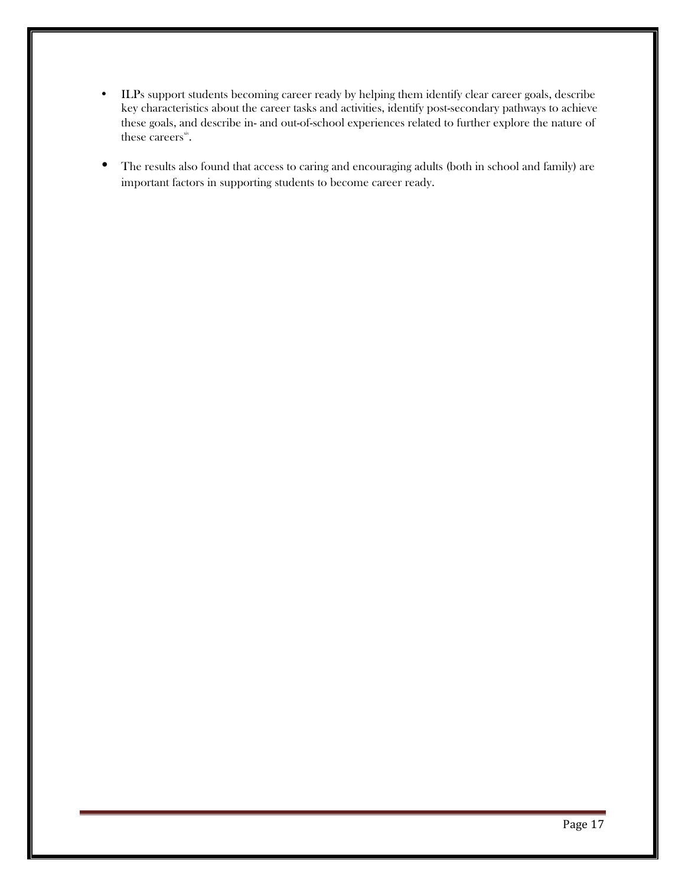- ILPs support students becoming career ready by helping them identify clear career goals, describe key characteristics about the career tasks and activities, identify post-secondary pathways to achieve these goals, and describe in- and out-of-school experiences related to further explore the nature of these careers[xiv].

- The results also found that access to caring and encouraging adults (both in school and family) are important factors in supporting students to become career ready.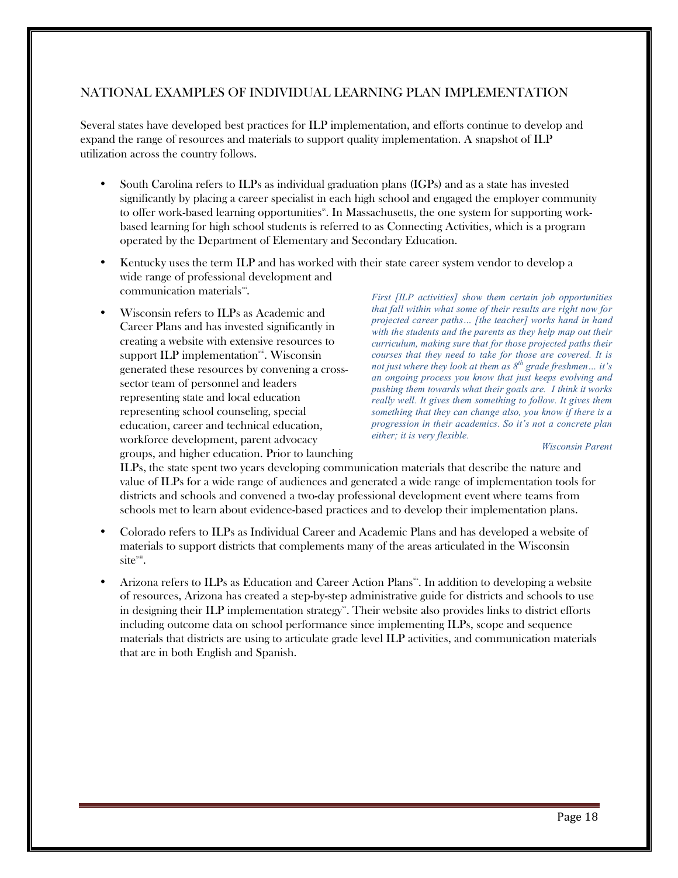## NATIONAL EXAMPLES OF INDIVIDUAL LEARNING PLAN IMPLEMENTATION

Several states have developed best practices for ILP implementation, and efforts continue to develop and expand the range of resources and materials to support quality implementation. A snapshot of ILP utilization across the country follows.

- South Carolina refers to ILPs as individual graduation plans (IGPs) and as a state has invested significantly by placing a career specialist in each high school and engaged the employer community to offer work-based learning opportunities[xv]. In Massachusetts, the one system for supporting work-based learning for high school students is referred to as Connecting Activities, which is a program operated by the Department of Elementary and Secondary Education.
- Kentucky uses the term ILP and has worked with their state career system vendor to develop a wide range of professional development and communication materials[xvi].
- Wisconsin refers to ILPs as Academic and Career Plans and has invested significantly in creating a website with extensive resources to support ILP implementation[xvii]. Wisconsin generated these resources by convening a cross-sector team of personnel and leaders representing state and local education representing school counseling, special education, career and technical education, workforce development, parent advocacy groups, and higher education. Prior to launching ILPs, the state spent two years developing communication materials that describe the nature and value of ILPs for a wide range of audiences and generated a wide range of implementation tools for districts and schools and convened a two-day professional development event where teams from schools met to learn about evidence-based practices and to develop their implementation plans.

> *First [ILP activities] show them certain job opportunities that fall within what some of their results are right now for projected career paths… [the teacher] works hand in hand with the students and the parents as they help map out their curriculum, making sure that for those projected paths their courses that they need to take for those are covered. It is not just where they look at them as 8th grade freshmen… it's an ongoing process you know that just keeps evolving and pushing them towards what their goals are. I think it works really well. It gives them something to follow. It gives them something that they can change also, you know if there is a progression in their academics. So it's not a concrete plan either; it is very flexible.*
>
> *Wisconsin Parent*

- Colorado refers to ILPs as Individual Career and Academic Plans and has developed a website of materials to support districts that complements many of the areas articulated in the Wisconsin site[xviii].
- Arizona refers to ILPs as Education and Career Action Plans[xix]. In addition to developing a website of resources, Arizona has created a step-by-step administrative guide for districts and schools to use in designing their ILP implementation strategy[xx]. Their website also provides links to district efforts including outcome data on school performance since implementing ILPs, scope and sequence materials that districts are using to articulate grade level ILP activities, and communication materials that are in both English and Spanish.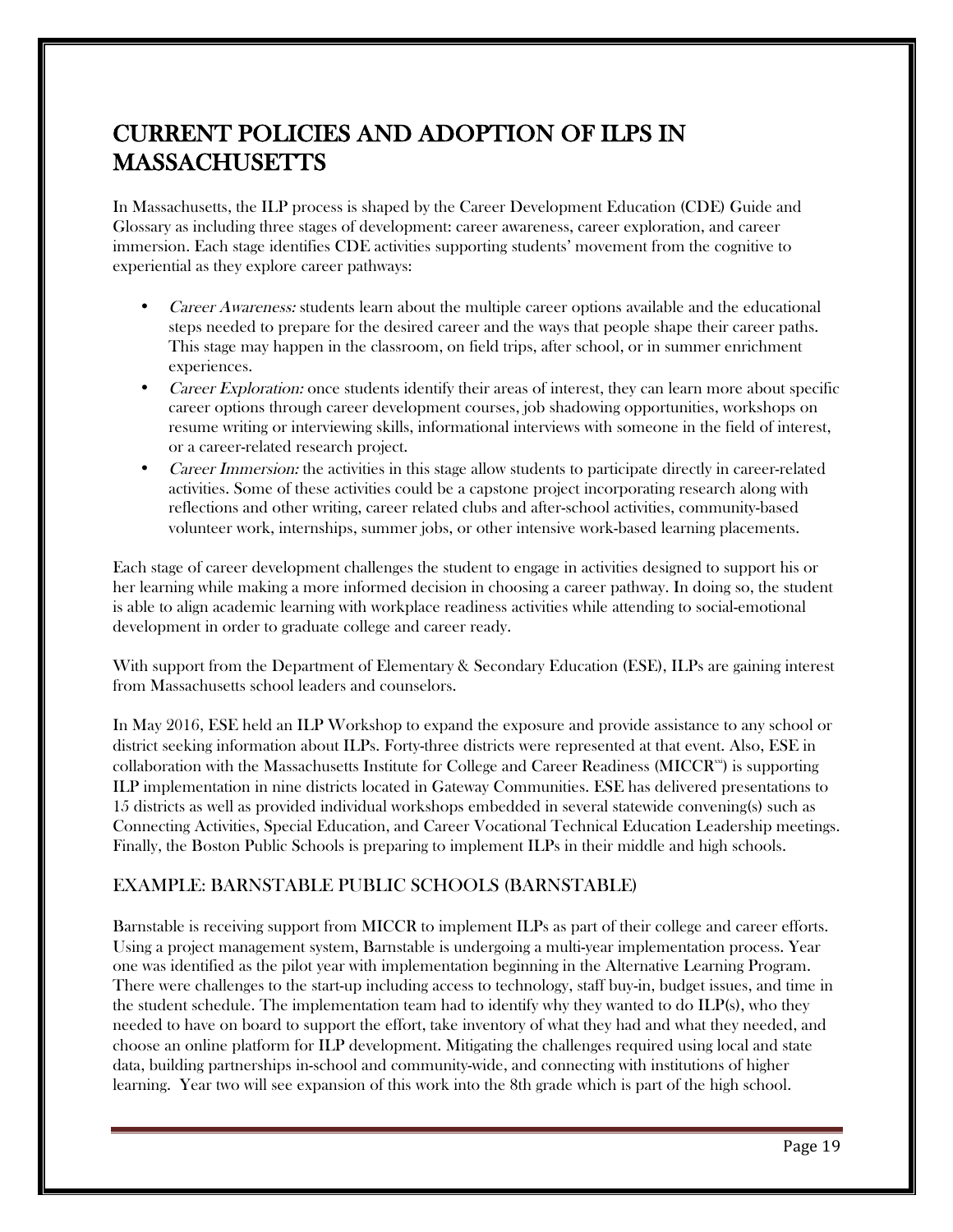# CURRENT POLICIES AND ADOPTION OF ILPS IN MASSACHUSETTS

In Massachusetts, the ILP process is shaped by the Career Development Education (CDE) Guide and Glossary as including three stages of development: career awareness, career exploration, and career immersion. Each stage identifies CDE activities supporting students' movement from the cognitive to experiential as they explore career pathways:

- *Career Awareness:* students learn about the multiple career options available and the educational steps needed to prepare for the desired career and the ways that people shape their career paths. This stage may happen in the classroom, on field trips, after school, or in summer enrichment experiences.
- *Career Exploration:* once students identify their areas of interest, they can learn more about specific career options through career development courses, job shadowing opportunities, workshops on resume writing or interviewing skills, informational interviews with someone in the field of interest, or a career-related research project.
- *Career Immersion:* the activities in this stage allow students to participate directly in career-related activities. Some of these activities could be a capstone project incorporating research along with reflections and other writing, career related clubs and after-school activities, community-based volunteer work, internships, summer jobs, or other intensive work-based learning placements.

Each stage of career development challenges the student to engage in activities designed to support his or her learning while making a more informed decision in choosing a career pathway. In doing so, the student is able to align academic learning with workplace readiness activities while attending to social-emotional development in order to graduate college and career ready.

With support from the Department of Elementary & Secondary Education (ESE), ILPs are gaining interest from Massachusetts school leaders and counselors.

In May 2016, ESE held an ILP Workshop to expand the exposure and provide assistance to any school or district seeking information about ILPs. Forty-three districts were represented at that event. Also, ESE in collaboration with the Massachusetts Institute for College and Career Readiness (MICCR[xxi]) is supporting ILP implementation in nine districts located in Gateway Communities. ESE has delivered presentations to 15 districts as well as provided individual workshops embedded in several statewide convening(s) such as Connecting Activities, Special Education, and Career Vocational Technical Education Leadership meetings. Finally, the Boston Public Schools is preparing to implement ILPs in their middle and high schools.

## EXAMPLE: BARNSTABLE PUBLIC SCHOOLS (BARNSTABLE)

Barnstable is receiving support from MICCR to implement ILPs as part of their college and career efforts. Using a project management system, Barnstable is undergoing a multi-year implementation process. Year one was identified as the pilot year with implementation beginning in the Alternative Learning Program. There were challenges to the start-up including access to technology, staff buy-in, budget issues, and time in the student schedule. The implementation team had to identify why they wanted to do ILP(s), who they needed to have on board to support the effort, take inventory of what they had and what they needed, and choose an online platform for ILP development. Mitigating the challenges required using local and state data, building partnerships in-school and community-wide, and connecting with institutions of higher learning. Year two will see expansion of this work into the 8th grade which is part of the high school.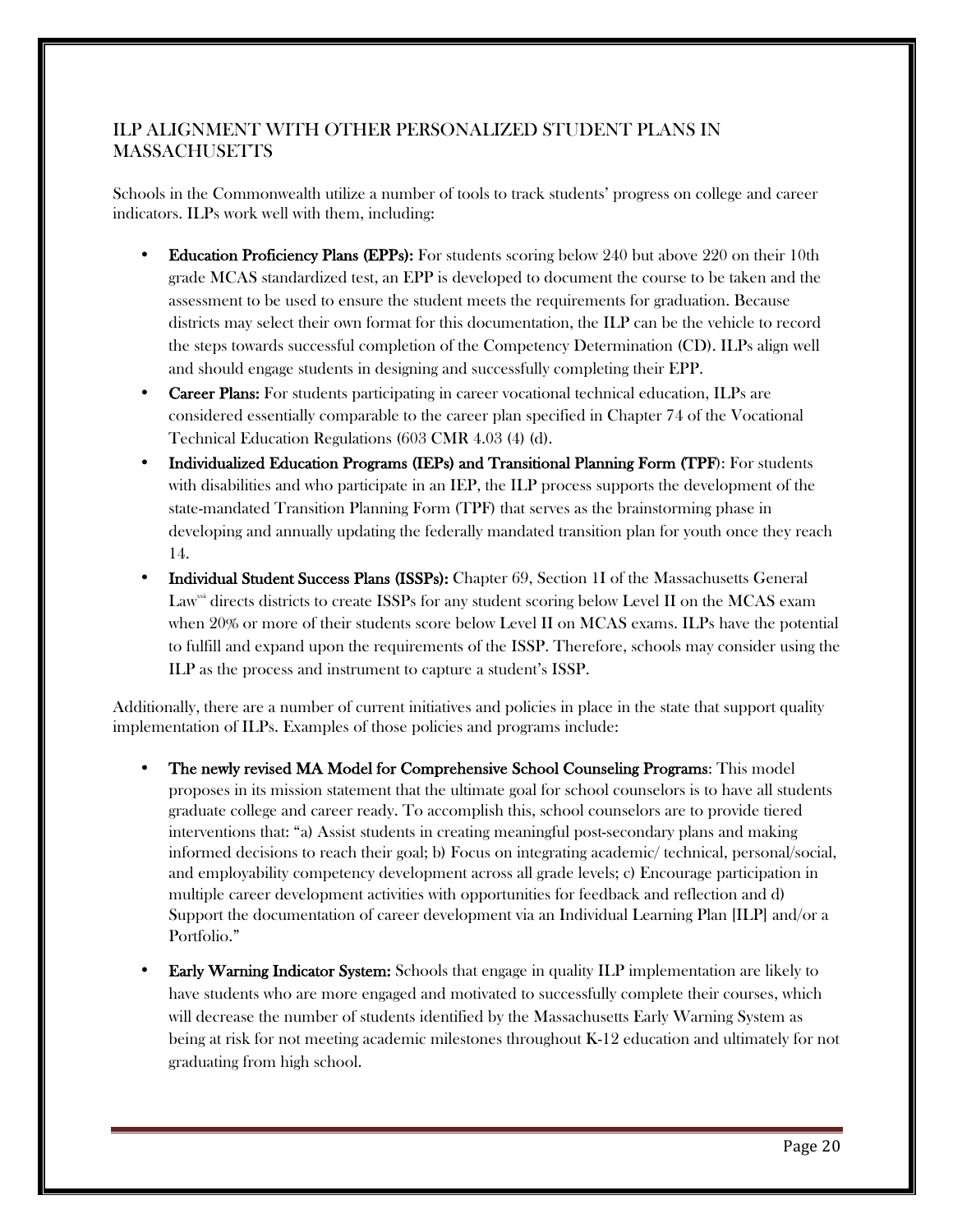## ILP ALIGNMENT WITH OTHER PERSONALIZED STUDENT PLANS IN MASSACHUSETTS

Schools in the Commonwealth utilize a number of tools to track students' progress on college and career indicators. ILPs work well with them, including:

- **Education Proficiency Plans (EPPs):** For students scoring below 240 but above 220 on their 10th grade MCAS standardized test, an EPP is developed to document the course to be taken and the assessment to be used to ensure the student meets the requirements for graduation. Because districts may select their own format for this documentation, the ILP can be the vehicle to record the steps towards successful completion of the Competency Determination (CD). ILPs align well and should engage students in designing and successfully completing their EPP.
- **Career Plans:** For students participating in career vocational technical education, ILPs are considered essentially comparable to the career plan specified in Chapter 74 of the Vocational Technical Education Regulations (603 CMR 4.03 (4) (d).
- **Individualized Education Programs (IEPs) and Transitional Planning Form (TPF)**: For students with disabilities and who participate in an IEP, the ILP process supports the development of the state-mandated Transition Planning Form (TPF) that serves as the brainstorming phase in developing and annually updating the federally mandated transition plan for youth once they reach 14.
- **Individual Student Success Plans (ISSPs):** Chapter 69, Section 1I of the Massachusetts General Law[xxii] directs districts to create ISSPs for any student scoring below Level II on the MCAS exam when 20% or more of their students score below Level II on MCAS exams. ILPs have the potential to fulfill and expand upon the requirements of the ISSP. Therefore, schools may consider using the ILP as the process and instrument to capture a student's ISSP.

Additionally, there are a number of current initiatives and policies in place in the state that support quality implementation of ILPs. Examples of those policies and programs include:

- **The newly revised MA Model for Comprehensive School Counseling Programs**: This model proposes in its mission statement that the ultimate goal for school counselors is to have all students graduate college and career ready. To accomplish this, school counselors are to provide tiered interventions that: "a) Assist students in creating meaningful post-secondary plans and making informed decisions to reach their goal; b) Focus on integrating academic/ technical, personal/social, and employability competency development across all grade levels; c) Encourage participation in multiple career development activities with opportunities for feedback and reflection and d) Support the documentation of career development via an Individual Learning Plan [ILP] and/or a Portfolio."

- **Early Warning Indicator System:** Schools that engage in quality ILP implementation are likely to have students who are more engaged and motivated to successfully complete their courses, which will decrease the number of students identified by the Massachusetts Early Warning System as being at risk for not meeting academic milestones throughout K-12 education and ultimately for not graduating from high school.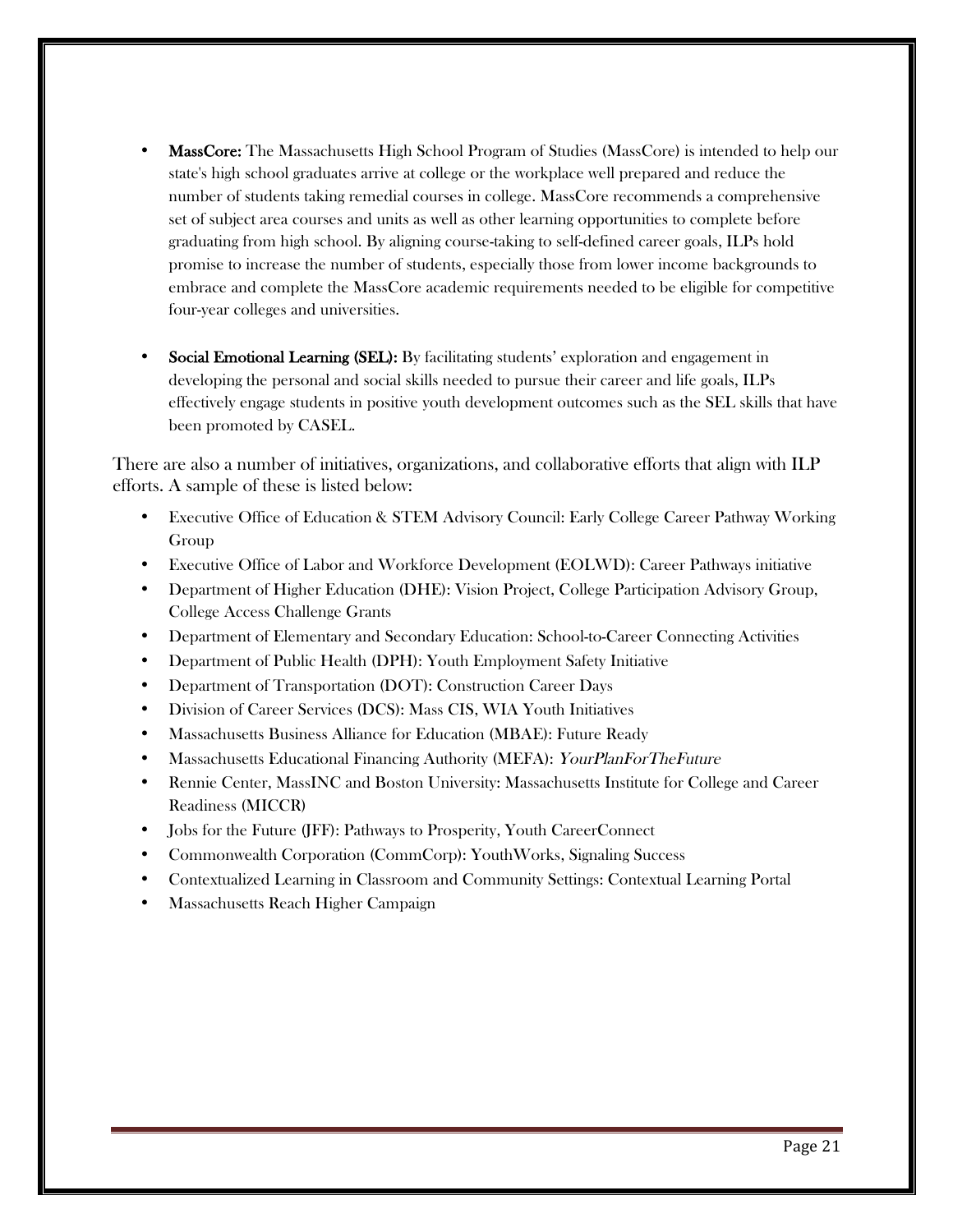- **MassCore:** The Massachusetts High School Program of Studies (MassCore) is intended to help our state's high school graduates arrive at college or the workplace well prepared and reduce the number of students taking remedial courses in college. MassCore recommends a comprehensive set of subject area courses and units as well as other learning opportunities to complete before graduating from high school. By aligning course-taking to self-defined career goals, ILPs hold promise to increase the number of students, especially those from lower income backgrounds to embrace and complete the MassCore academic requirements needed to be eligible for competitive four-year colleges and universities.

- **Social Emotional Learning (SEL):** By facilitating students' exploration and engagement in developing the personal and social skills needed to pursue their career and life goals, ILPs effectively engage students in positive youth development outcomes such as the SEL skills that have been promoted by CASEL.

There are also a number of initiatives, organizations, and collaborative efforts that align with ILP efforts. A sample of these is listed below:

- Executive Office of Education & STEM Advisory Council: Early College Career Pathway Working Group
- Executive Office of Labor and Workforce Development (EOLWD): Career Pathways initiative
- Department of Higher Education (DHE): Vision Project, College Participation Advisory Group, College Access Challenge Grants
- Department of Elementary and Secondary Education: School-to-Career Connecting Activities
- Department of Public Health (DPH): Youth Employment Safety Initiative
- Department of Transportation (DOT): Construction Career Days
- Division of Career Services (DCS): Mass CIS, WIA Youth Initiatives
- Massachusetts Business Alliance for Education (MBAE): Future Ready
- Massachusetts Educational Financing Authority (MEFA): *YourPlanForTheFuture*
- Rennie Center, MassINC and Boston University: Massachusetts Institute for College and Career Readiness (MICCR)
- Jobs for the Future (JFF): Pathways to Prosperity, Youth CareerConnect
- Commonwealth Corporation (CommCorp): YouthWorks, Signaling Success
- Contextualized Learning in Classroom and Community Settings: Contextual Learning Portal
- Massachusetts Reach Higher Campaign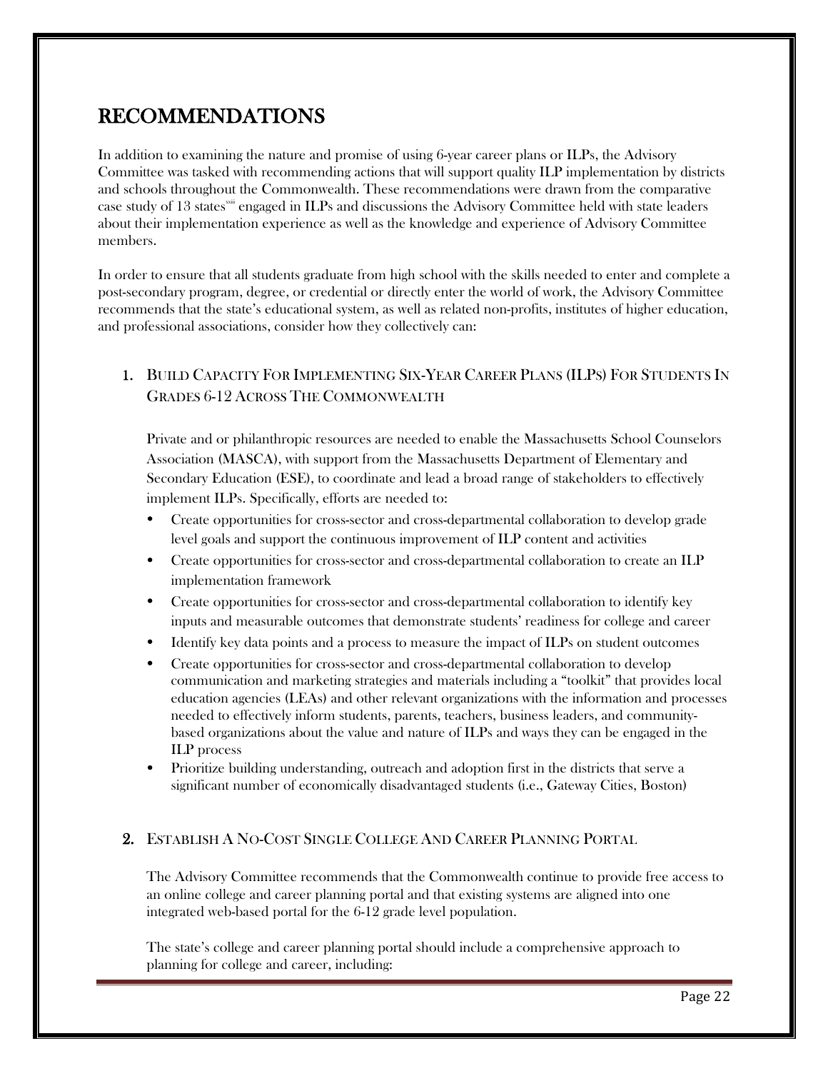# RECOMMENDATIONS

In addition to examining the nature and promise of using 6-year career plans or ILPs, the Advisory Committee was tasked with recommending actions that will support quality ILP implementation by districts and schools throughout the Commonwealth. These recommendations were drawn from the comparative case study of 13 states[xxiii] engaged in ILPs and discussions the Advisory Committee held with state leaders about their implementation experience as well as the knowledge and experience of Advisory Committee members.

In order to ensure that all students graduate from high school with the skills needed to enter and complete a post-secondary program, degree, or credential or directly enter the world of work, the Advisory Committee recommends that the state's educational system, as well as related non-profits, institutes of higher education, and professional associations, consider how they collectively can:

## 1. Build Capacity For Implementing Six-Year Career Plans (ILPs) For Students In Grades 6-12 Across The Commonwealth

Private and or philanthropic resources are needed to enable the Massachusetts School Counselors Association (MASCA), with support from the Massachusetts Department of Elementary and Secondary Education (ESE), to coordinate and lead a broad range of stakeholders to effectively implement ILPs. Specifically, efforts are needed to:

- Create opportunities for cross-sector and cross-departmental collaboration to develop grade level goals and support the continuous improvement of ILP content and activities
- Create opportunities for cross-sector and cross-departmental collaboration to create an ILP implementation framework
- Create opportunities for cross-sector and cross-departmental collaboration to identify key inputs and measurable outcomes that demonstrate students' readiness for college and career
- Identify key data points and a process to measure the impact of ILPs on student outcomes
- Create opportunities for cross-sector and cross-departmental collaboration to develop communication and marketing strategies and materials including a "toolkit" that provides local education agencies (LEAs) and other relevant organizations with the information and processes needed to effectively inform students, parents, teachers, business leaders, and community-based organizations about the value and nature of ILPs and ways they can be engaged in the ILP process
- Prioritize building understanding, outreach and adoption first in the districts that serve a significant number of economically disadvantaged students (i.e., Gateway Cities, Boston)

## 2. Establish A No-Cost Single College And Career Planning Portal

The Advisory Committee recommends that the Commonwealth continue to provide free access to an online college and career planning portal and that existing systems are aligned into one integrated web-based portal for the 6-12 grade level population.

The state's college and career planning portal should include a comprehensive approach to planning for college and career, including: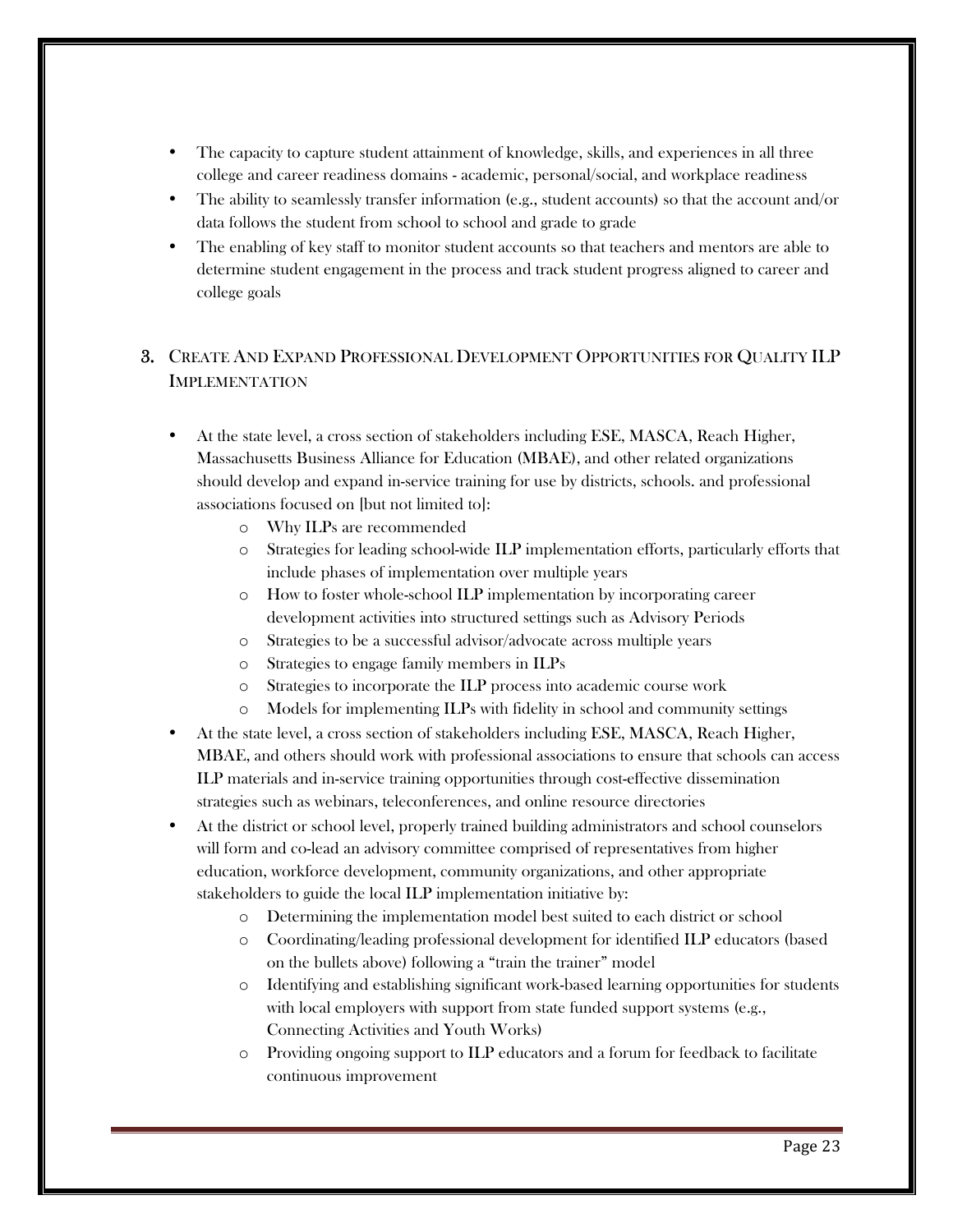- The capacity to capture student attainment of knowledge, skills, and experiences in all three college and career readiness domains - academic, personal/social, and workplace readiness
- The ability to seamlessly transfer information (e.g., student accounts) so that the account and/or data follows the student from school to school and grade to grade
- The enabling of key staff to monitor student accounts so that teachers and mentors are able to determine student engagement in the process and track student progress aligned to career and college goals

## 3. Create And Expand Professional Development Opportunities for Quality ILP Implementation

- At the state level, a cross section of stakeholders including ESE, MASCA, Reach Higher, Massachusetts Business Alliance for Education (MBAE), and other related organizations should develop and expand in-service training for use by districts, schools. and professional associations focused on [but not limited to]:
  - Why ILPs are recommended
  - Strategies for leading school-wide ILP implementation efforts, particularly efforts that include phases of implementation over multiple years
  - How to foster whole-school ILP implementation by incorporating career development activities into structured settings such as Advisory Periods
  - Strategies to be a successful advisor/advocate across multiple years
  - Strategies to engage family members in ILPs
  - Strategies to incorporate the ILP process into academic course work
  - Models for implementing ILPs with fidelity in school and community settings
- At the state level, a cross section of stakeholders including ESE, MASCA, Reach Higher, MBAE, and others should work with professional associations to ensure that schools can access ILP materials and in-service training opportunities through cost-effective dissemination strategies such as webinars, teleconferences, and online resource directories
- At the district or school level, properly trained building administrators and school counselors will form and co-lead an advisory committee comprised of representatives from higher education, workforce development, community organizations, and other appropriate stakeholders to guide the local ILP implementation initiative by:
  - Determining the implementation model best suited to each district or school
  - Coordinating/leading professional development for identified ILP educators (based on the bullets above) following a "train the trainer" model
  - Identifying and establishing significant work-based learning opportunities for students with local employers with support from state funded support systems (e.g., Connecting Activities and Youth Works)
  - Providing ongoing support to ILP educators and a forum for feedback to facilitate continuous improvement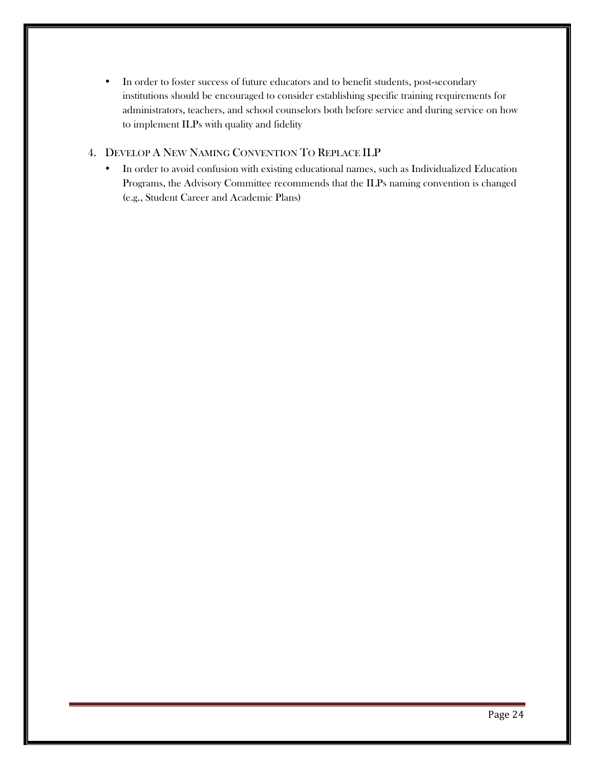- In order to foster success of future educators and to benefit students, post-secondary institutions should be encouraged to consider establishing specific training requirements for administrators, teachers, and school counselors both before service and during service on how to implement ILPs with quality and fidelity

4. DEVELOP A NEW NAMING CONVENTION TO REPLACE ILP
   - In order to avoid confusion with existing educational names, such as Individualized Education Programs, the Advisory Committee recommends that the ILPs naming convention is changed (e.g., Student Career and Academic Plans)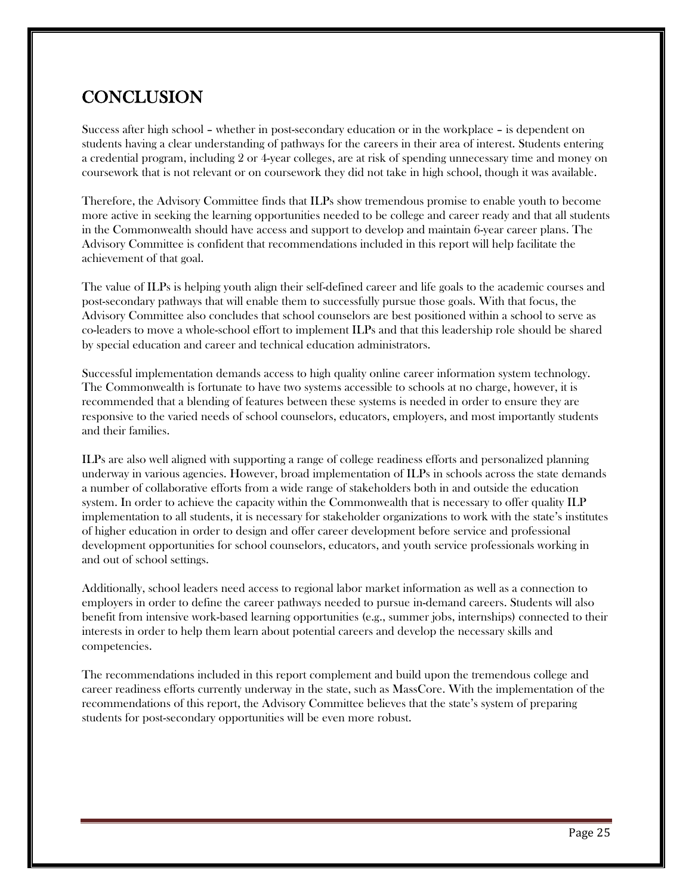# CONCLUSION

Success after high school – whether in post-secondary education or in the workplace – is dependent on students having a clear understanding of pathways for the careers in their area of interest. Students entering a credential program, including 2 or 4-year colleges, are at risk of spending unnecessary time and money on coursework that is not relevant or on coursework they did not take in high school, though it was available.

Therefore, the Advisory Committee finds that ILPs show tremendous promise to enable youth to become more active in seeking the learning opportunities needed to be college and career ready and that all students in the Commonwealth should have access and support to develop and maintain 6-year career plans. The Advisory Committee is confident that recommendations included in this report will help facilitate the achievement of that goal.

The value of ILPs is helping youth align their self-defined career and life goals to the academic courses and post-secondary pathways that will enable them to successfully pursue those goals. With that focus, the Advisory Committee also concludes that school counselors are best positioned within a school to serve as co-leaders to move a whole-school effort to implement ILPs and that this leadership role should be shared by special education and career and technical education administrators.

Successful implementation demands access to high quality online career information system technology. The Commonwealth is fortunate to have two systems accessible to schools at no charge, however, it is recommended that a blending of features between these systems is needed in order to ensure they are responsive to the varied needs of school counselors, educators, employers, and most importantly students and their families.

ILPs are also well aligned with supporting a range of college readiness efforts and personalized planning underway in various agencies. However, broad implementation of ILPs in schools across the state demands a number of collaborative efforts from a wide range of stakeholders both in and outside the education system. In order to achieve the capacity within the Commonwealth that is necessary to offer quality ILP implementation to all students, it is necessary for stakeholder organizations to work with the state's institutes of higher education in order to design and offer career development before service and professional development opportunities for school counselors, educators, and youth service professionals working in and out of school settings.

Additionally, school leaders need access to regional labor market information as well as a connection to employers in order to define the career pathways needed to pursue in-demand careers. Students will also benefit from intensive work-based learning opportunities (e.g., summer jobs, internships) connected to their interests in order to help them learn about potential careers and develop the necessary skills and competencies.

The recommendations included in this report complement and build upon the tremendous college and career readiness efforts currently underway in the state, such as MassCore. With the implementation of the recommendations of this report, the Advisory Committee believes that the state's system of preparing students for post-secondary opportunities will be even more robust.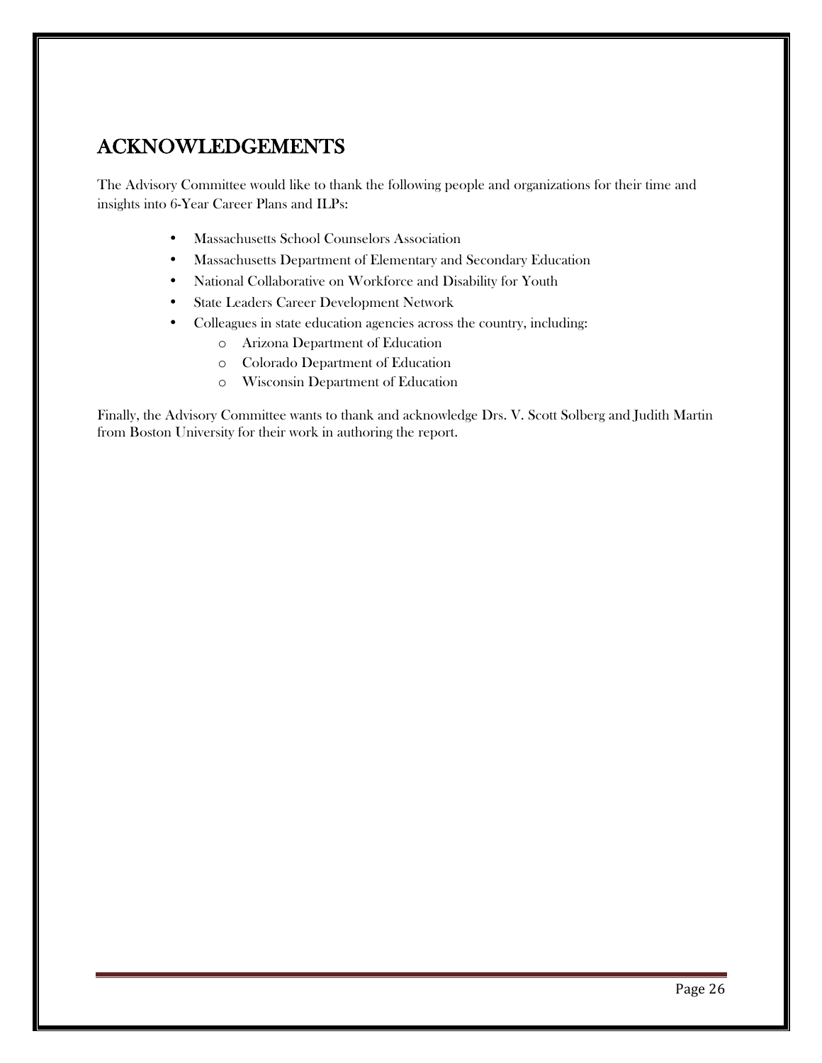## ACKNOWLEDGEMENTS

The Advisory Committee would like to thank the following people and organizations for their time and insights into 6-Year Career Plans and ILPs:

- Massachusetts School Counselors Association
- Massachusetts Department of Elementary and Secondary Education
- National Collaborative on Workforce and Disability for Youth
- State Leaders Career Development Network
- Colleagues in state education agencies across the country, including:
  - Arizona Department of Education
  - Colorado Department of Education
  - Wisconsin Department of Education

Finally, the Advisory Committee wants to thank and acknowledge Drs. V. Scott Solberg and Judith Martin from Boston University for their work in authoring the report.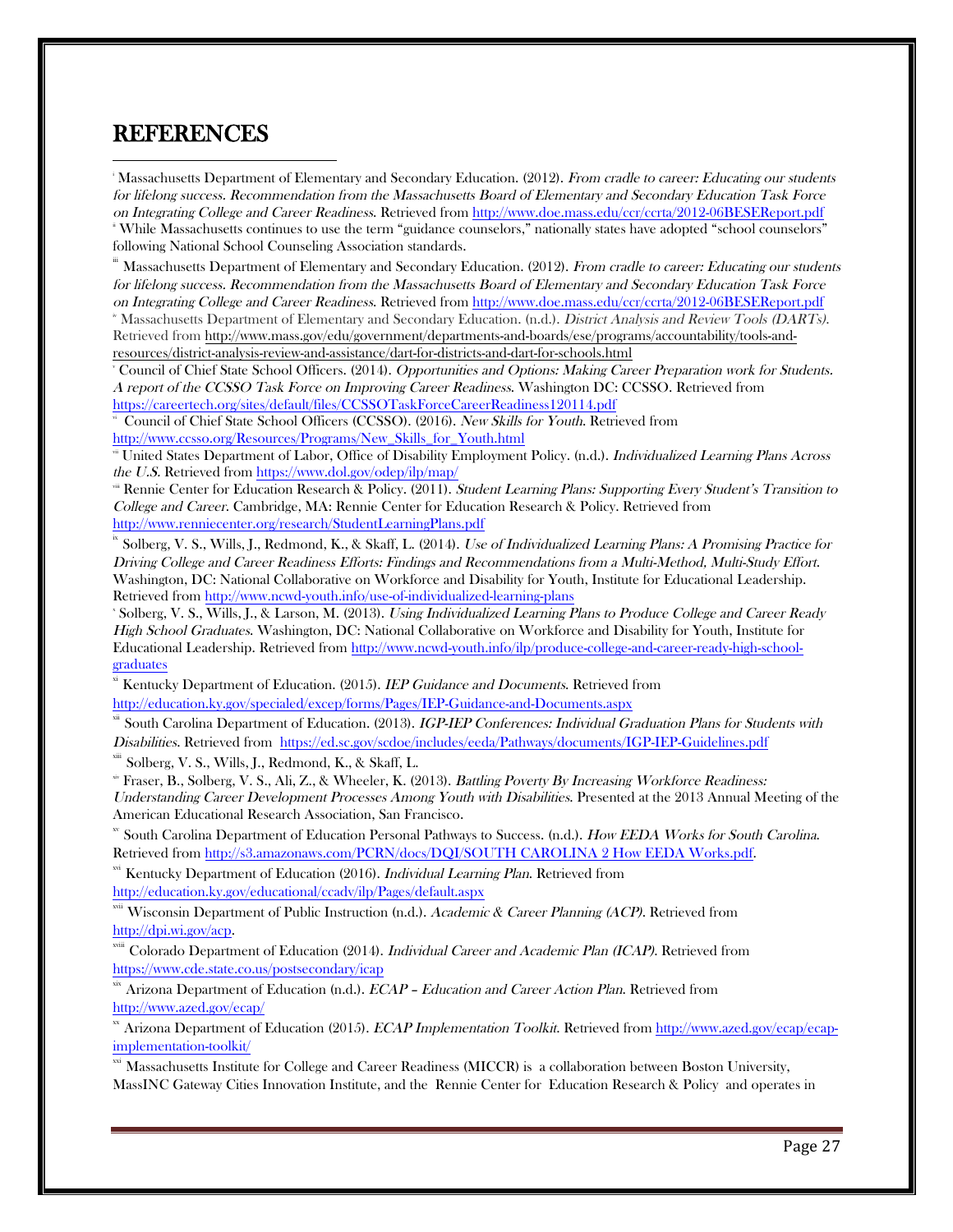# REFERENCES

[i] Massachusetts Department of Elementary and Secondary Education. (2012). *From cradle to career: Educating our students for lifelong success. Recommendation from the Massachusetts Board of Elementary and Secondary Education Task Force on Integrating College and Career Readiness.* Retrieved from http://www.doe.mass.edu/ccr/ccrta/2012-06BESEReport.pdf

[ii] While Massachusetts continues to use the term "guidance counselors," nationally states have adopted "school counselors" following National School Counseling Association standards.

[iii] Massachusetts Department of Elementary and Secondary Education. (2012). *From cradle to career: Educating our students for lifelong success. Recommendation from the Massachusetts Board of Elementary and Secondary Education Task Force on Integrating College and Career Readiness.* Retrieved from http://www.doe.mass.edu/ccr/ccrta/2012-06BESEReport.pdf

[iv] Massachusetts Department of Elementary and Secondary Education. (n.d.). *District Analysis and Review Tools (DARTs).* Retrieved from http://www.mass.gov/edu/government/departments-and-boards/ese/programs/accountability/tools-and-resources/district-analysis-review-and-assistance/dart-for-districts-and-dart-for-schools.html

[v] Council of Chief State School Officers. (2014). *Opportunities and Options: Making Career Preparation work for Students. A report of the CCSSO Task Force on Improving Career Readiness.* Washington DC: CCSSO. Retrieved from https://careertech.org/sites/default/files/CCSSOTaskForceCareerReadiness120114.pdf

[vi] Council of Chief State School Officers (CCSSO). (2016). *New Skills for Youth.* Retrieved from http://www.ccsso.org/Resources/Programs/New_Skills_for_Youth.html

[vii] United States Department of Labor, Office of Disability Employment Policy. (n.d.). *Individualized Learning Plans Across the U.S.* Retrieved from https://www.dol.gov/odep/ilp/map/

[viii] Rennie Center for Education Research & Policy. (2011). *Student Learning Plans: Supporting Every Student's Transition to College and Career.* Cambridge, MA: Rennie Center for Education Research & Policy. Retrieved from http://www.renniecenter.org/research/StudentLearningPlans.pdf

[ix] Solberg, V. S., Wills, J., Redmond, K., & Skaff, L. (2014). *Use of Individualized Learning Plans: A Promising Practice for Driving College and Career Readiness Efforts: Findings and Recommendations from a Multi-Method, Multi-Study Effort.* Washington, DC: National Collaborative on Workforce and Disability for Youth, Institute for Educational Leadership. Retrieved from http://www.ncwd-youth.info/use-of-individualized-learning-plans

[x] Solberg, V. S., Wills, J., & Larson, M. (2013). *Using Individualized Learning Plans to Produce College and Career Ready High School Graduates.* Washington, DC: National Collaborative on Workforce and Disability for Youth, Institute for Educational Leadership. Retrieved from http://www.ncwd-youth.info/ilp/produce-college-and-career-ready-high-school-graduates

[xi] Kentucky Department of Education. (2015). *IEP Guidance and Documents.* Retrieved from http://education.ky.gov/specialed/excep/forms/Pages/IEP-Guidance-and-Documents.aspx

[xii] South Carolina Department of Education. (2013). *IGP-IEP Conferences: Individual Graduation Plans for Students with Disabilities.* Retrieved from https://ed.sc.gov/scdoe/includes/eeda/Pathways/documents/IGP-IEP-Guidelines.pdf

[xiii] Solberg, V. S., Wills, J., Redmond, K., & Skaff, L.

[xiv] Fraser, B., Solberg, V. S., Ali, Z., & Wheeler, K. (2013). *Battling Poverty By Increasing Workforce Readiness: Understanding Career Development Processes Among Youth with Disabilities.* Presented at the 2013 Annual Meeting of the American Educational Research Association, San Francisco.

[xv] South Carolina Department of Education Personal Pathways to Success. (n.d.). *How EEDA Works for South Carolina.* Retrieved from http://s3.amazonaws.com/PCRN/docs/DQI/SOUTH CAROLINA 2 How EEDA Works.pdf.

[xvi] Kentucky Department of Education (2016). *Individual Learning Plan.* Retrieved from http://education.ky.gov/educational/ccadv/ilp/Pages/default.aspx

[xvii] Wisconsin Department of Public Instruction (n.d.). *Academic & Career Planning (ACP).* Retrieved from http://dpi.wi.gov/acp.

[xviii] Colorado Department of Education (2014). *Individual Career and Academic Plan (ICAP).* Retrieved from https://www.cde.state.co.us/postsecondary/icap

[xix] Arizona Department of Education (n.d.). *ECAP – Education and Career Action Plan.* Retrieved from http://www.azed.gov/ecap/

[xx] Arizona Department of Education (2015). *ECAP Implementation Toolkit.* Retrieved from http://www.azed.gov/ecap/ecap-implementation-toolkit/

[xxi] Massachusetts Institute for College and Career Readiness (MICCR) is a collaboration between Boston University, MassINC Gateway Cities Innovation Institute, and the Rennie Center for Education Research & Policy and operates in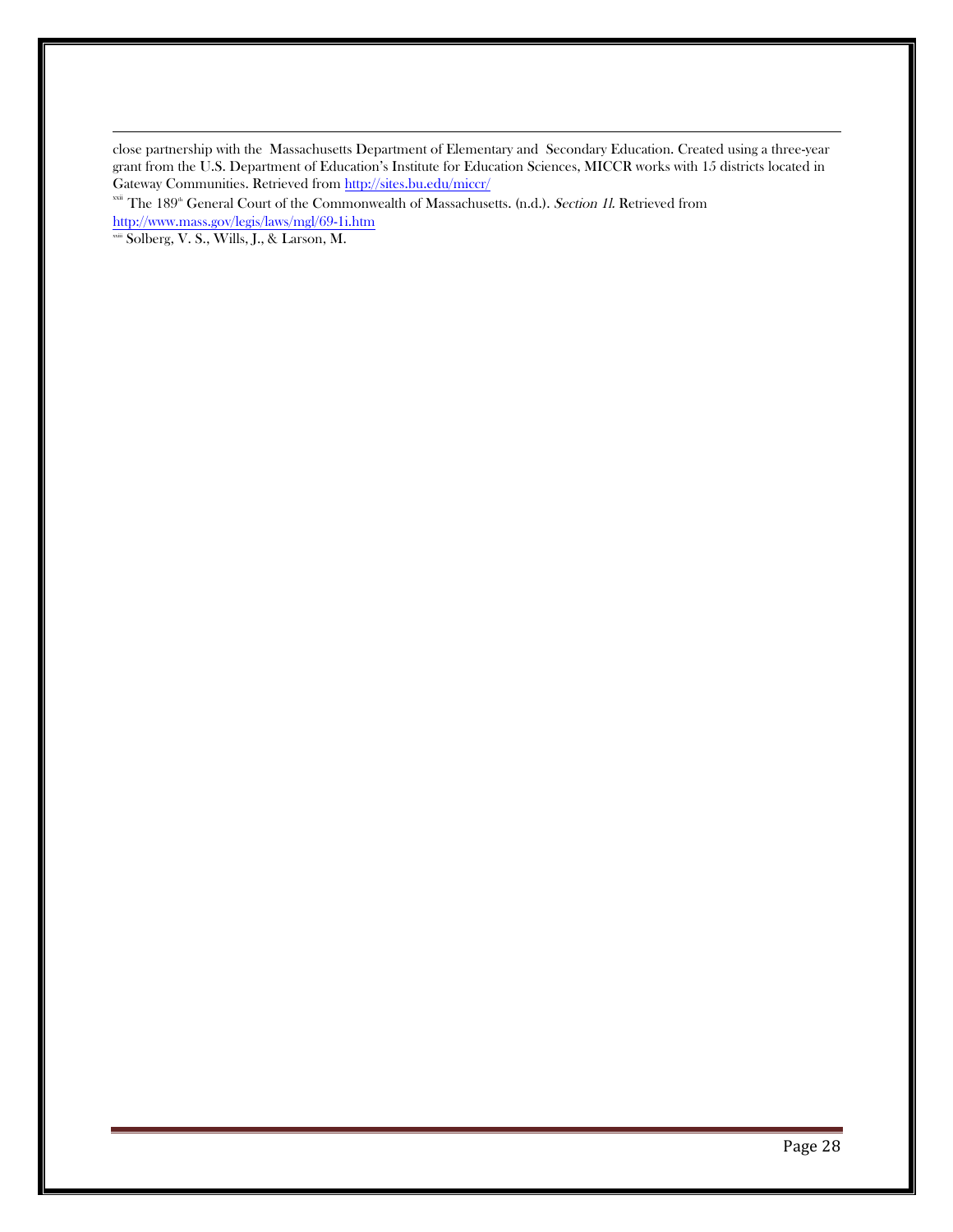close partnership with the Massachusetts Department of Elementary and Secondary Education. Created using a three-year grant from the U.S. Department of Education's Institute for Education Sciences, MICCR works with 15 districts located in Gateway Communities. Retrieved from http://sites.bu.edu/miccr/

[xxii] The 189th General Court of the Commonwealth of Massachusetts. (n.d.). *Section 1I.* Retrieved from http://www.mass.gov/legis/laws/mgl/69-1i.htm

[xxiii] Solberg, V. S., Wills, J., & Larson, M.